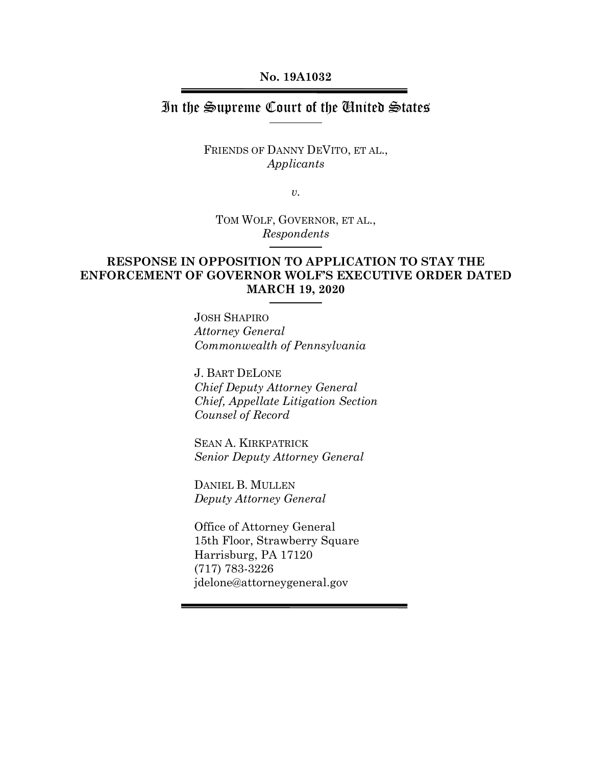**No. 19A1032**

# In the Supreme Court of the United States

FRIENDS OF DANNY DEVITO, ET AL.,
*Applicants*

*v.*

TOM WOLF, GOVERNOR, ET AL.,
*Respondents*

## RESPONSE IN OPPOSITION TO APPLICATION TO STAY THE ENFORCEMENT OF GOVERNOR WOLF'S EXECUTIVE ORDER DATED MARCH 19, 2020

JOSH SHAPIRO
*Attorney General*
*Commonwealth of Pennsylvania*

J. BART DELONE
*Chief Deputy Attorney General*
*Chief, Appellate Litigation Section*
*Counsel of Record*

SEAN A. KIRKPATRICK
*Senior Deputy Attorney General*

DANIEL B. MULLEN
*Deputy Attorney General*

Office of Attorney General
15th Floor, Strawberry Square
Harrisburg, PA 17120
(717) 783-3226
jdelone@attorneygeneral.gov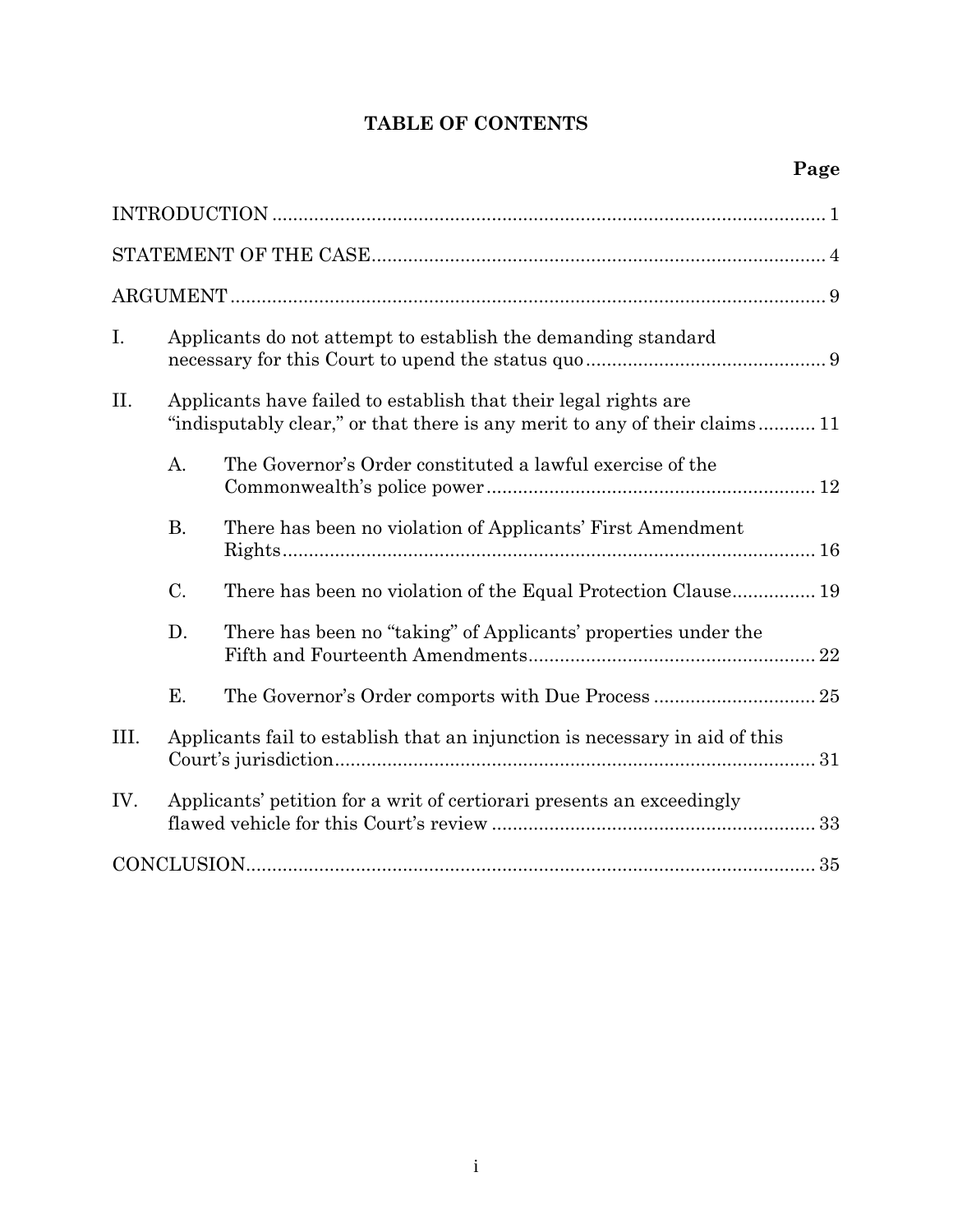# TABLE OF CONTENTS

| | | Page |
|---|---|---|
| INTRODUCTION | | 1 |
| STATEMENT OF THE CASE | | 4 |
| ARGUMENT | | 9 |
| I. | Applicants do not attempt to establish the demanding standard necessary for this Court to upend the status quo | 9 |
| II. | Applicants have failed to establish that their legal rights are "indisputably clear," or that there is any merit to any of their claims | 11 |
| | A. The Governor's Order constituted a lawful exercise of the Commonwealth's police power | 12 |
| | B. There has been no violation of Applicants' First Amendment Rights | 16 |
| | C. There has been no violation of the Equal Protection Clause | 19 |
| | D. There has been no "taking" of Applicants' properties under the Fifth and Fourteenth Amendments | 22 |
| | E. The Governor's Order comports with Due Process | 25 |
| III. | Applicants fail to establish that an injunction is necessary in aid of this Court's jurisdiction | 31 |
| IV. | Applicants' petition for a writ of certiorari presents an exceedingly flawed vehicle for this Court's review | 33 |
| CONCLUSION | | 35 |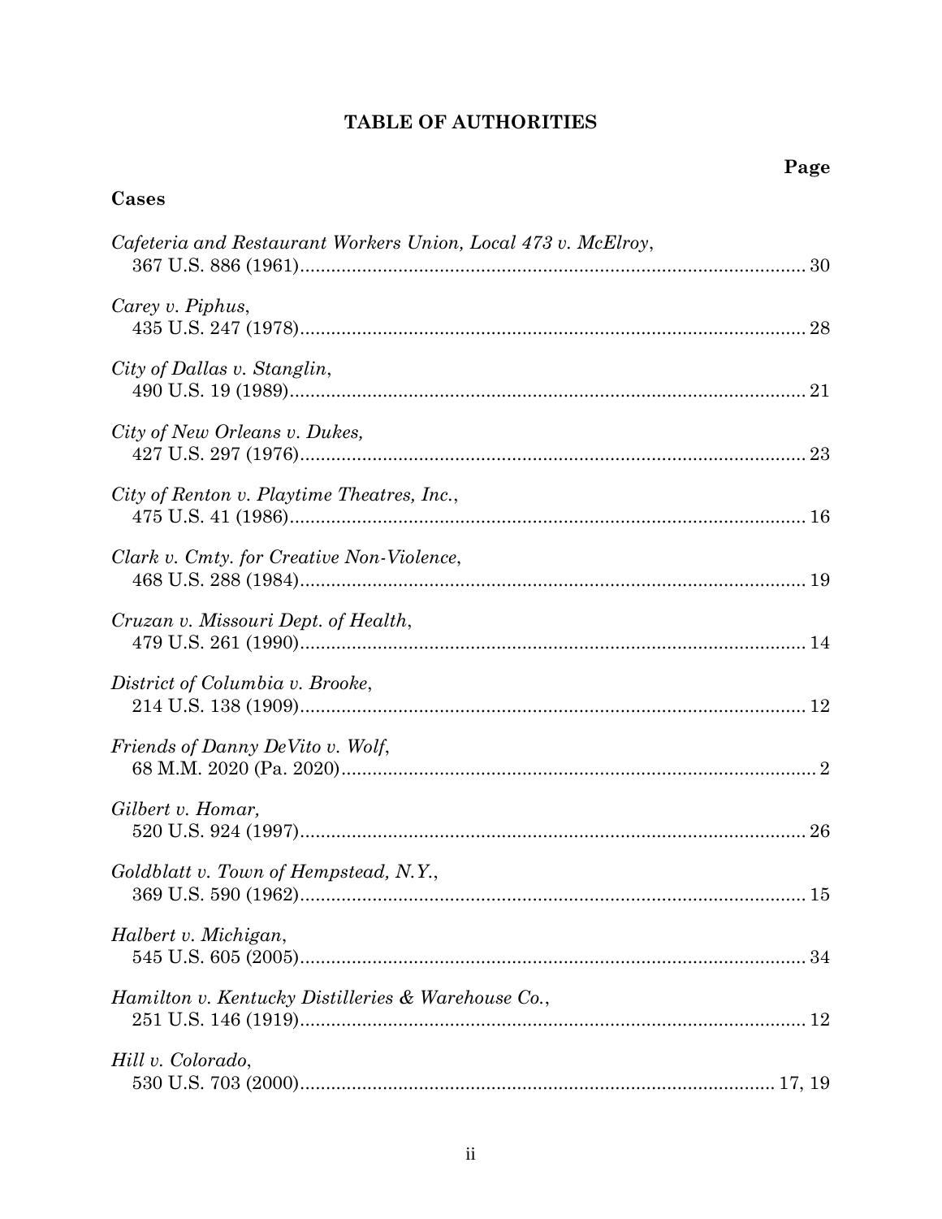# TABLE OF AUTHORITIES

**Page**

**Cases**

*Cafeteria and Restaurant Workers Union, Local 473 v. McElroy*,
367 U.S. 886 (1961) ........ 30

*Carey v. Piphus*,
435 U.S. 247 (1978) ........ 28

*City of Dallas v. Stanglin*,
490 U.S. 19 (1989) ........ 21

*City of New Orleans v. Dukes,*
427 U.S. 297 (1976) ........ 23

*City of Renton v. Playtime Theatres, Inc.*,
475 U.S. 41 (1986) ........ 16

*Clark v. Cmty. for Creative Non-Violence*,
468 U.S. 288 (1984) ........ 19

*Cruzan v. Missouri Dept. of Health*,
479 U.S. 261 (1990) ........ 14

*District of Columbia v. Brooke*,
214 U.S. 138 (1909) ........ 12

*Friends of Danny DeVito v. Wolf*,
68 M.M. 2020 (Pa. 2020) ........ 2

*Gilbert v. Homar,*
520 U.S. 924 (1997) ........ 26

*Goldblatt v. Town of Hempstead, N.Y.*,
369 U.S. 590 (1962) ........ 15

*Halbert v. Michigan*,
545 U.S. 605 (2005) ........ 34

*Hamilton v. Kentucky Distilleries & Warehouse Co.*,
251 U.S. 146 (1919) ........ 12

*Hill v. Colorado*,
530 U.S. 703 (2000) ........ 17, 19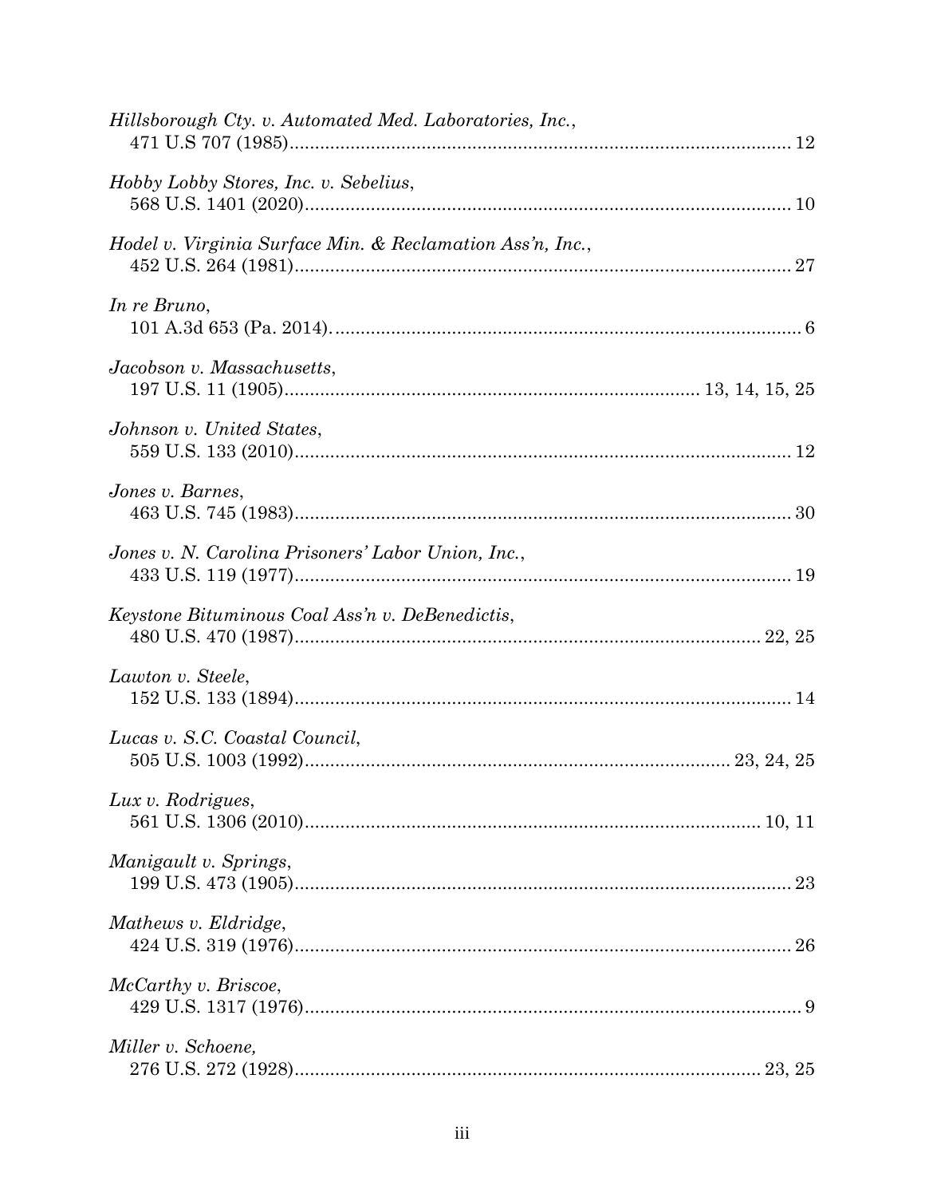*Hillsborough Cty. v. Automated Med. Laboratories, Inc.*,
471 U.S 707 (1985) ........................................................................................ 12

*Hobby Lobby Stores, Inc. v. Sebelius*,
568 U.S. 1401 (2020) ...................................................................................... 10

*Hodel v. Virginia Surface Min. & Reclamation Ass'n, Inc.*,
452 U.S. 264 (1981) ........................................................................................ 27

*In re Bruno*,
101 A.3d 653 (Pa. 2014). .................................................................................. 6

*Jacobson v. Massachusetts*,
197 U.S. 11 (1905) ........................................................................ 13, 14, 15, 25

*Johnson v. United States*,
559 U.S. 133 (2010) ........................................................................................ 12

*Jones v. Barnes*,
463 U.S. 745 (1983) ........................................................................................ 30

*Jones v. N. Carolina Prisoners' Labor Union, Inc.*,
433 U.S. 119 (1977) ........................................................................................ 19

*Keystone Bituminous Coal Ass'n v. DeBenedictis*,
480 U.S. 470 (1987) ................................................................................... 22, 25

*Lawton v. Steele*,
152 U.S. 133 (1894) ........................................................................................ 14

*Lucas v. S.C. Coastal Council*,
505 U.S. 1003 (1992) ......................................................................... 23, 24, 25

*Lux v. Rodrigues*,
561 U.S. 1306 (2010) ................................................................................. 10, 11

*Manigault v. Springs*,
199 U.S. 473 (1905) ........................................................................................ 23

*Mathews v. Eldridge*,
424 U.S. 319 (1976) ........................................................................................ 26

*McCarthy v. Briscoe*,
429 U.S. 1317 (1976) ........................................................................................ 9

*Miller v. Schoene*,
276 U.S. 272 (1928) ................................................................................... 23, 25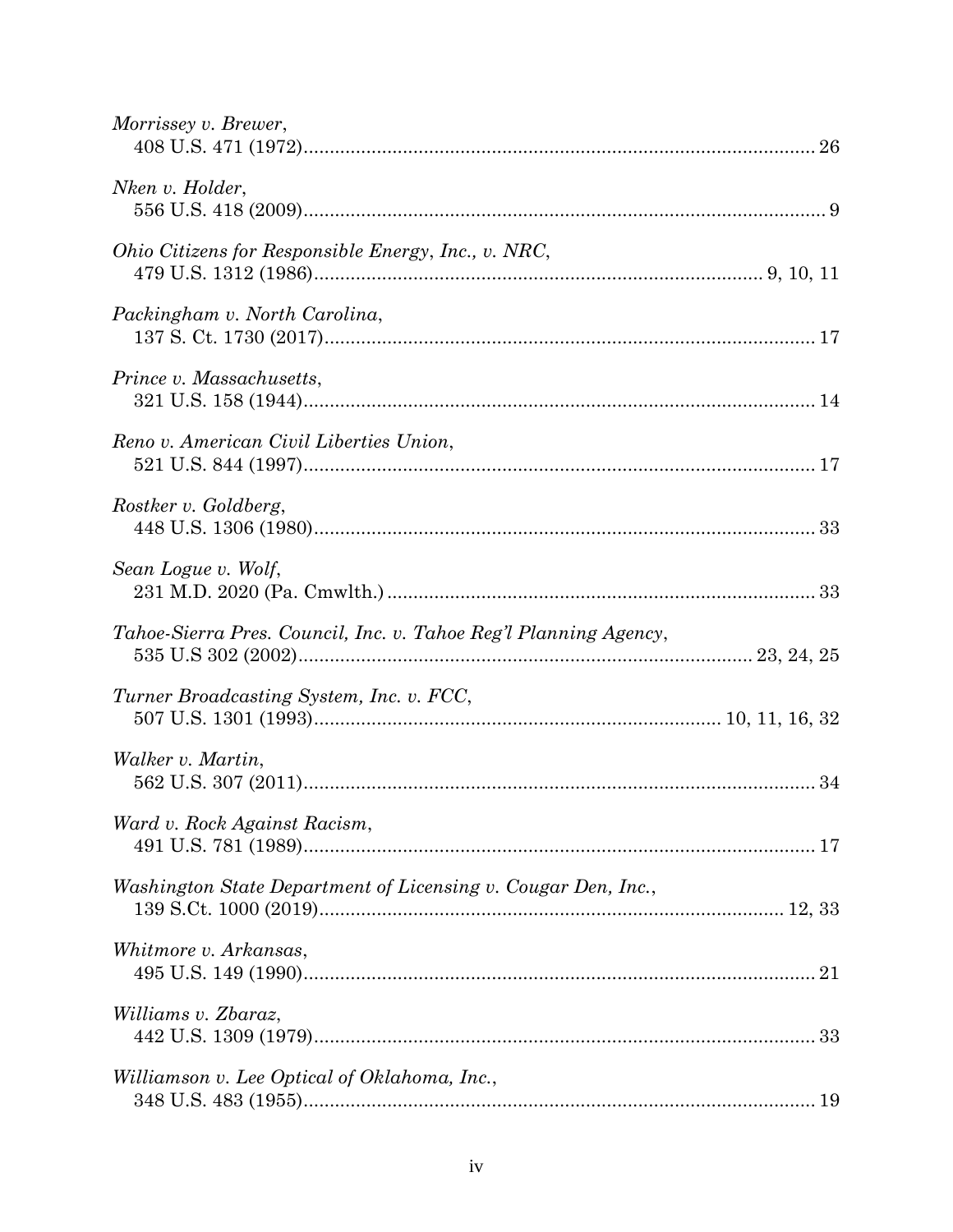*Morrissey v. Brewer*,
408 U.S. 471 (1972)........................................................................................ 26

*Nken v. Holder*,
556 U.S. 418 (2009)........................................................................................ 9

*Ohio Citizens for Responsible Energy*, *Inc., v. NRC*,
479 U.S. 1312 (1986)........................................................................ 9, 10, 11

*Packingham v. North Carolina*,
137 S. Ct. 1730 (2017).................................................................................. 17

*Prince v. Massachusetts*,
321 U.S. 158 (1944)...................................................................................... 14

*Reno v. American Civil Liberties Union*,
521 U.S. 844 (1997)...................................................................................... 17

*Rostker v. Goldberg*,
448 U.S. 1306 (1980).................................................................................... 33

*Sean Logue v. Wolf*,
231 M.D. 2020 (Pa. Cmwlth.)....................................................................... 33

*Tahoe-Sierra Pres. Council, Inc. v. Tahoe Reg'l Planning Agency*,
535 U.S 302 (2002)................................................................................ 23, 24, 25

*Turner Broadcasting System, Inc. v. FCC*,
507 U.S. 1301 (1993)...................................................................... 10, 11, 16, 32

*Walker v. Martin*,
562 U.S. 307 (2011)...................................................................................... 34

*Ward v. Rock Against Racism*,
491 U.S. 781 (1989)...................................................................................... 17

*Washington State Department of Licensing v. Cougar Den, Inc.*,
139 S.Ct. 1000 (2019)............................................................................... 12, 33

*Whitmore v. Arkansas*,
495 U.S. 149 (1990)...................................................................................... 21

*Williams v. Zbaraz*,
442 U.S. 1309 (1979).................................................................................... 33

*Williamson v. Lee Optical of Oklahoma, Inc.*,
348 U.S. 483 (1955)...................................................................................... 19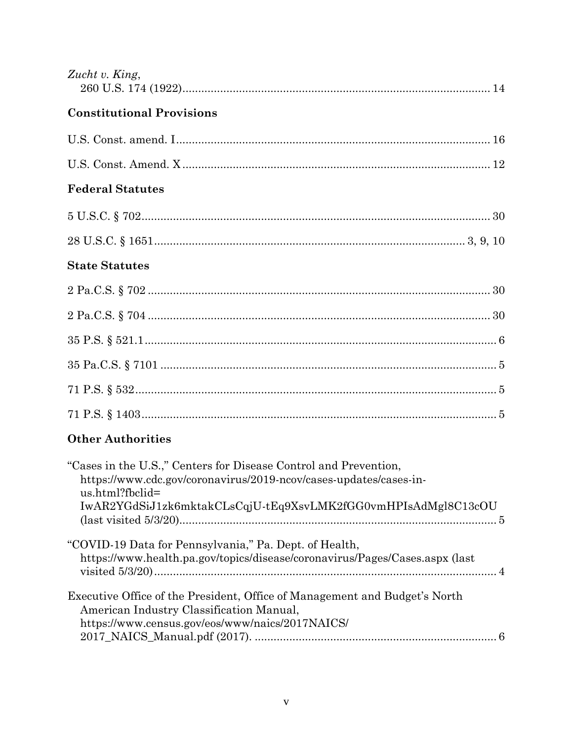*Zucht v. King*,
260 U.S. 174 (1922) ..... 14

### Constitutional Provisions

U.S. Const. amend. I ..... 16

U.S. Const. Amend. X ..... 12

### Federal Statutes

5 U.S.C. § 702 ..... 30

28 U.S.C. § 1651 ..... 3, 9, 10

### State Statutes

2 Pa.C.S. § 702 ..... 30

2 Pa.C.S. § 704 ..... 30

35 P.S. § 521.1 ..... 6

35 Pa.C.S. § 7101 ..... 5

71 P.S. § 532 ..... 5

71 P.S. § 1403 ..... 5

### Other Authorities

"Cases in the U.S.," Centers for Disease Control and Prevention, https://www.cdc.gov/coronavirus/2019-ncov/cases-updates/cases-in-us.html?fbclid=IwAR2YGdSiJ1zk6mktakCLsCqjU-tEq9XsvLMK2fGG0vmHPIsAdMgl8C13cOU (last visited 5/3/20) ..... 5

"COVID-19 Data for Pennsylvania," Pa. Dept. of Health, https://www.health.pa.gov/topics/disease/coronavirus/Pages/Cases.aspx (last visited 5/3/20) ..... 4

Executive Office of the President, Office of Management and Budget's North American Industry Classification Manual, https://www.census.gov/eos/www/naics/2017NAICS/2017_NAICS_Manual.pdf (2017). ..... 6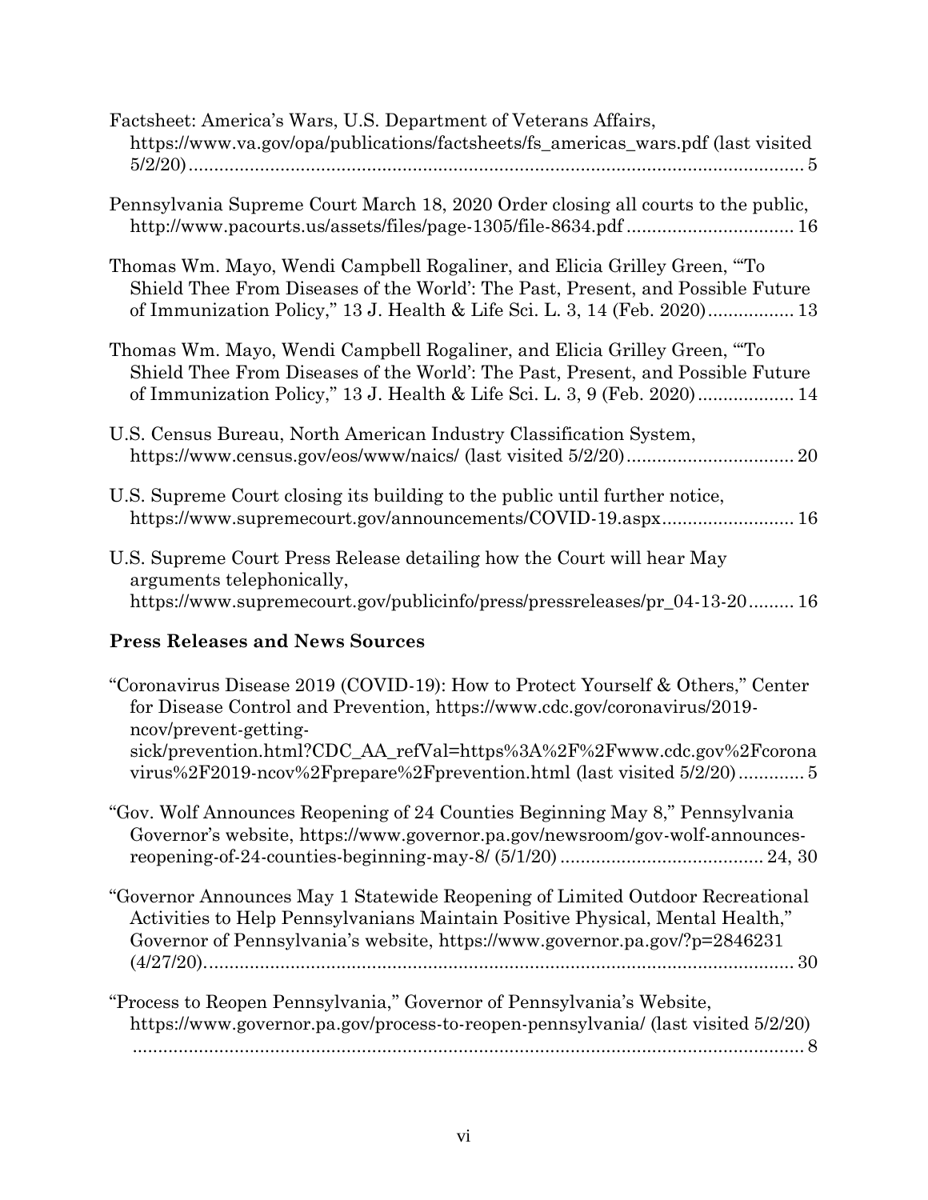Factsheet: America's Wars, U.S. Department of Veterans Affairs, https://www.va.gov/opa/publications/factsheets/fs_americas_wars.pdf (last visited 5/2/20) ........................................................................................................ 5

Pennsylvania Supreme Court March 18, 2020 Order closing all courts to the public, http://www.pacourts.us/assets/files/page-1305/file-8634.pdf ................................ 16

Thomas Wm. Mayo, Wendi Campbell Rogaliner, and Elicia Grilley Green, "'To Shield Thee From Diseases of the World': The Past, Present, and Possible Future of Immunization Policy," 13 J. Health & Life Sci. L. 3, 14 (Feb. 2020)................ 13

Thomas Wm. Mayo, Wendi Campbell Rogaliner, and Elicia Grilley Green, "'To Shield Thee From Diseases of the World': The Past, Present, and Possible Future of Immunization Policy," 13 J. Health & Life Sci. L. 3, 9 (Feb. 2020).................. 14

U.S. Census Bureau, North American Industry Classification System, https://www.census.gov/eos/www/naics/ (last visited 5/2/20)................................ 20

U.S. Supreme Court closing its building to the public until further notice, https://www.supremecourt.gov/announcements/COVID-19.aspx......................... 16

U.S. Supreme Court Press Release detailing how the Court will hear May arguments telephonically, https://www.supremecourt.gov/publicinfo/press/pressreleases/pr_04-13-20......... 16

### Press Releases and News Sources

"Coronavirus Disease 2019 (COVID-19): How to Protect Yourself & Others," Center for Disease Control and Prevention, https://www.cdc.gov/coronavirus/2019-ncov/prevent-getting-sick/prevention.html?CDC_AA_refVal=https%3A%2F%2Fwww.cdc.gov%2Fcoronavirus%2F2019-ncov%2Fprepare%2Fprevention.html (last visited 5/2/20)............ 5

"Gov. Wolf Announces Reopening of 24 Counties Beginning May 8," Pennsylvania Governor's website, https://www.governor.pa.gov/newsroom/gov-wolf-announces-reopening-of-24-counties-beginning-may-8/ (5/1/20) ....................................... 24, 30

"Governor Announces May 1 Statewide Reopening of Limited Outdoor Recreational Activities to Help Pennsylvanians Maintain Positive Physical, Mental Health," Governor of Pennsylvania's website, https://www.governor.pa.gov/?p=2846231 (4/27/20)................................................................................................................ 30

"Process to Reopen Pennsylvania," Governor of Pennsylvania's Website, https://www.governor.pa.gov/process-to-reopen-pennsylvania/ (last visited 5/2/20) ................................................................................................................ 8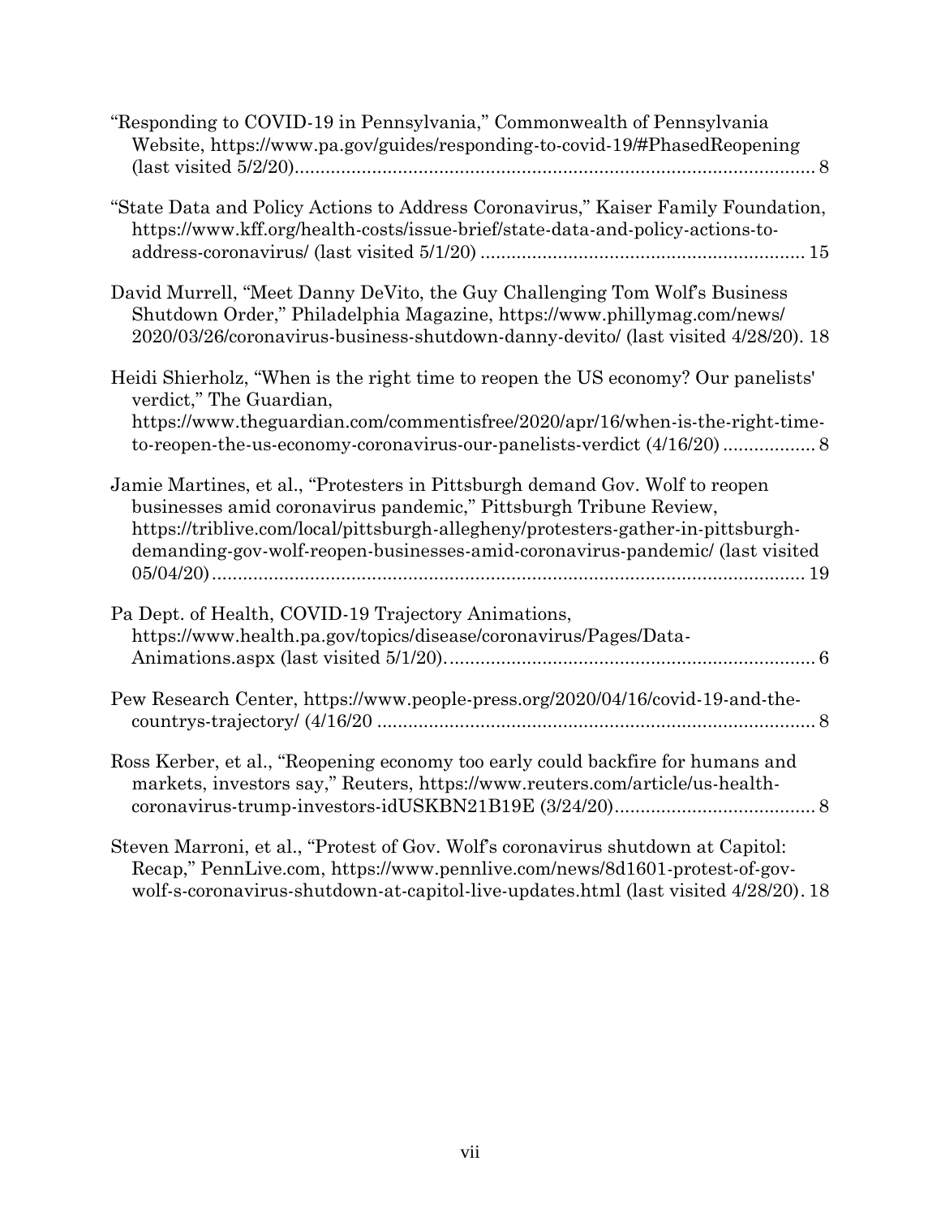"Responding to COVID-19 in Pennsylvania," Commonwealth of Pennsylvania Website, https://www.pa.gov/guides/responding-to-covid-19/#PhasedReopening (last visited 5/2/20)........................................................................................................ 8

"State Data and Policy Actions to Address Coronavirus," Kaiser Family Foundation, https://www.kff.org/health-costs/issue-brief/state-data-and-policy-actions-to-address-coronavirus/ (last visited 5/1/20) ............................................................... 15

David Murrell, "Meet Danny DeVito, the Guy Challenging Tom Wolf's Business Shutdown Order," Philadelphia Magazine, https://www.phillymag.com/news/2020/03/26/coronavirus-business-shutdown-danny-devito/ (last visited 4/28/20). 18

Heidi Shierholz, "When is the right time to reopen the US economy? Our panelists' verdict," The Guardian, https://www.theguardian.com/commentisfree/2020/apr/16/when-is-the-right-time-to-reopen-the-us-economy-coronavirus-our-panelists-verdict (4/16/20) .................. 8

Jamie Martines, et al., "Protesters in Pittsburgh demand Gov. Wolf to reopen businesses amid coronavirus pandemic," Pittsburgh Tribune Review, https://triblive.com/local/pittsburgh-allegheny/protesters-gather-in-pittsburgh-demanding-gov-wolf-reopen-businesses-amid-coronavirus-pandemic/ (last visited 05/04/20).................................................................................................................... 19

Pa Dept. of Health, COVID-19 Trajectory Animations, https://www.health.pa.gov/topics/disease/coronavirus/Pages/Data-Animations.aspx (last visited 5/1/20)......................................................................... 6

Pew Research Center, https://www.people-press.org/2020/04/16/covid-19-and-the-countrys-trajectory/ (4/16/20 ..................................................................................... 8

Ross Kerber, et al., "Reopening economy too early could backfire for humans and markets, investors say," Reuters, https://www.reuters.com/article/us-health-coronavirus-trump-investors-idUSKBN21B19E (3/24/20)....................................... 8

Steven Marroni, et al., "Protest of Gov. Wolf's coronavirus shutdown at Capitol: Recap," PennLive.com, https://www.pennlive.com/news/8d1601-protest-of-gov-wolf-s-coronavirus-shutdown-at-capitol-live-updates.html (last visited 4/28/20). 18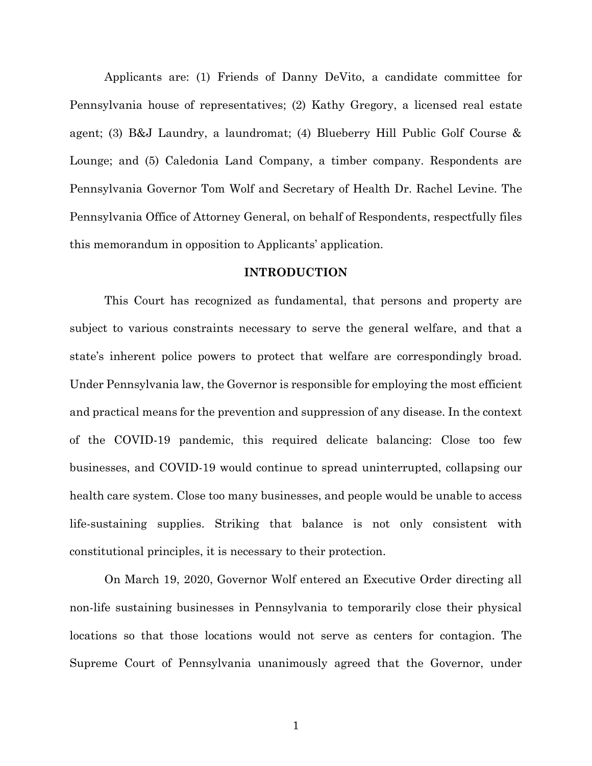Applicants are: (1) Friends of Danny DeVito, a candidate committee for Pennsylvania house of representatives; (2) Kathy Gregory, a licensed real estate agent; (3) B&J Laundry, a laundromat; (4) Blueberry Hill Public Golf Course & Lounge; and (5) Caledonia Land Company, a timber company. Respondents are Pennsylvania Governor Tom Wolf and Secretary of Health Dr. Rachel Levine. The Pennsylvania Office of Attorney General, on behalf of Respondents, respectfully files this memorandum in opposition to Applicants' application.

## INTRODUCTION

This Court has recognized as fundamental, that persons and property are subject to various constraints necessary to serve the general welfare, and that a state's inherent police powers to protect that welfare are correspondingly broad. Under Pennsylvania law, the Governor is responsible for employing the most efficient and practical means for the prevention and suppression of any disease. In the context of the COVID-19 pandemic, this required delicate balancing: Close too few businesses, and COVID-19 would continue to spread uninterrupted, collapsing our health care system. Close too many businesses, and people would be unable to access life-sustaining supplies. Striking that balance is not only consistent with constitutional principles, it is necessary to their protection.

On March 19, 2020, Governor Wolf entered an Executive Order directing all non-life sustaining businesses in Pennsylvania to temporarily close their physical locations so that those locations would not serve as centers for contagion. The Supreme Court of Pennsylvania unanimously agreed that the Governor, under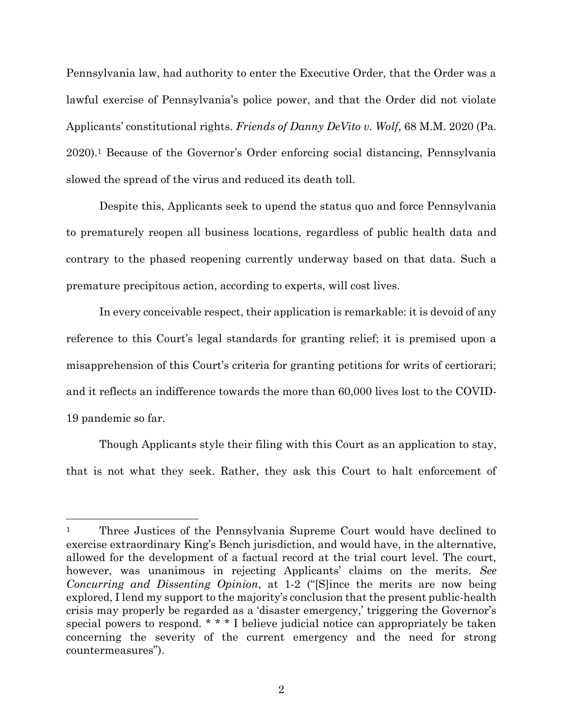Pennsylvania law, had authority to enter the Executive Order, that the Order was a lawful exercise of Pennsylvania's police power, and that the Order did not violate Applicants' constitutional rights. *Friends of Danny DeVito v. Wolf*, 68 M.M. 2020 (Pa. 2020).[1] Because of the Governor's Order enforcing social distancing, Pennsylvania slowed the spread of the virus and reduced its death toll.

Despite this, Applicants seek to upend the status quo and force Pennsylvania to prematurely reopen all business locations, regardless of public health data and contrary to the phased reopening currently underway based on that data. Such a premature precipitous action, according to experts, will cost lives.

In every conceivable respect, their application is remarkable: it is devoid of any reference to this Court's legal standards for granting relief; it is premised upon a misapprehension of this Court's criteria for granting petitions for writs of certiorari; and it reflects an indifference towards the more than 60,000 lives lost to the COVID-19 pandemic so far.

Though Applicants style their filing with this Court as an application to stay, that is not what they seek. Rather, they ask this Court to halt enforcement of

---

[1] Three Justices of the Pennsylvania Supreme Court would have declined to exercise extraordinary King's Bench jurisdiction, and would have, in the alternative, allowed for the development of a factual record at the trial court level. The court, however, was unanimous in rejecting Applicants' claims on the merits. *See Concurring and Dissenting Opinion*, at 1-2 ("[S]ince the merits are now being explored, I lend my support to the majority's conclusion that the present public-health crisis may properly be regarded as a 'disaster emergency,' triggering the Governor's special powers to respond. * * * I believe judicial notice can appropriately be taken concerning the severity of the current emergency and the need for strong countermeasures").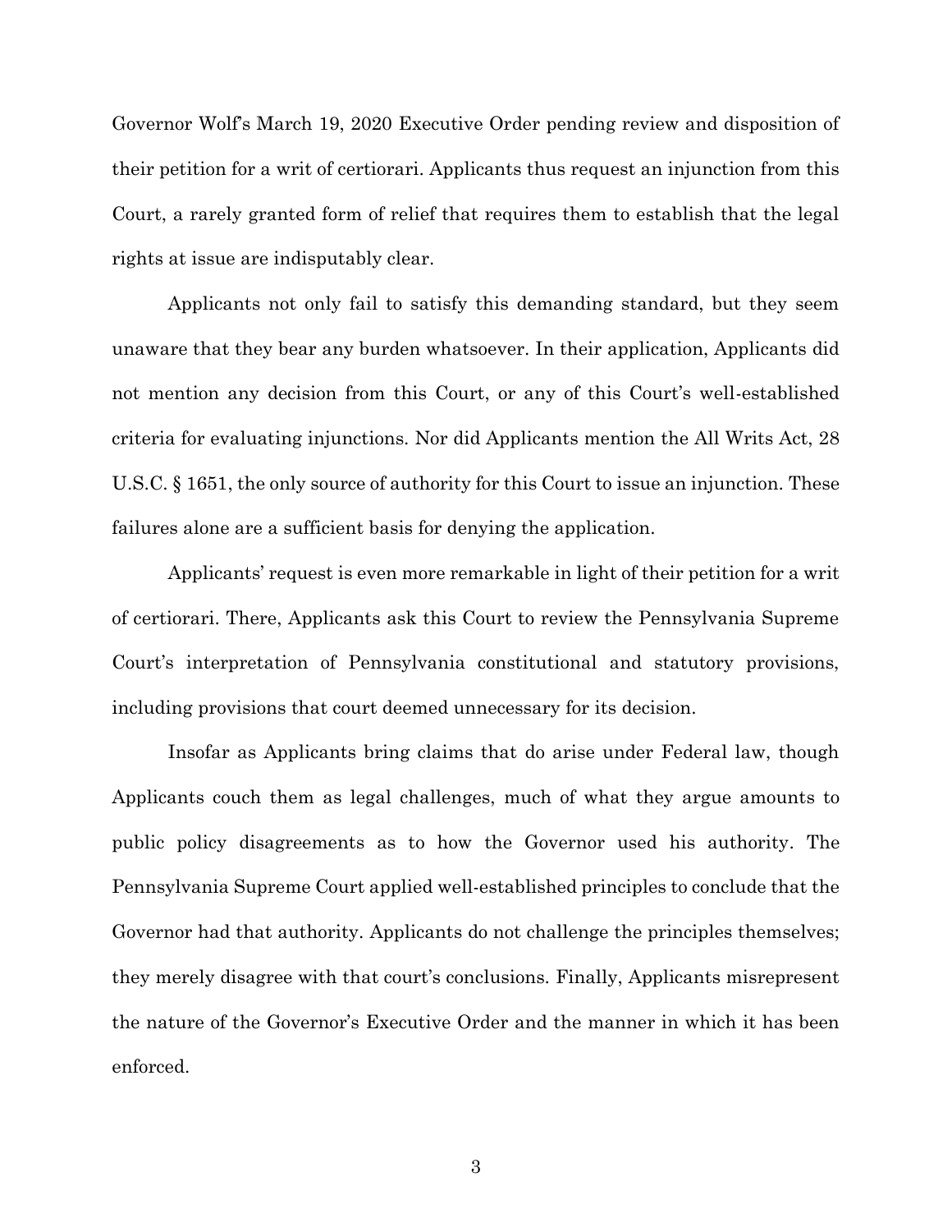Governor Wolf's March 19, 2020 Executive Order pending review and disposition of their petition for a writ of certiorari. Applicants thus request an injunction from this Court, a rarely granted form of relief that requires them to establish that the legal rights at issue are indisputably clear.

Applicants not only fail to satisfy this demanding standard, but they seem unaware that they bear any burden whatsoever. In their application, Applicants did not mention any decision from this Court, or any of this Court's well-established criteria for evaluating injunctions. Nor did Applicants mention the All Writs Act, 28 U.S.C. § 1651, the only source of authority for this Court to issue an injunction. These failures alone are a sufficient basis for denying the application.

Applicants' request is even more remarkable in light of their petition for a writ of certiorari. There, Applicants ask this Court to review the Pennsylvania Supreme Court's interpretation of Pennsylvania constitutional and statutory provisions, including provisions that court deemed unnecessary for its decision.

Insofar as Applicants bring claims that do arise under Federal law, though Applicants couch them as legal challenges, much of what they argue amounts to public policy disagreements as to how the Governor used his authority. The Pennsylvania Supreme Court applied well-established principles to conclude that the Governor had that authority. Applicants do not challenge the principles themselves; they merely disagree with that court's conclusions. Finally, Applicants misrepresent the nature of the Governor's Executive Order and the manner in which it has been enforced.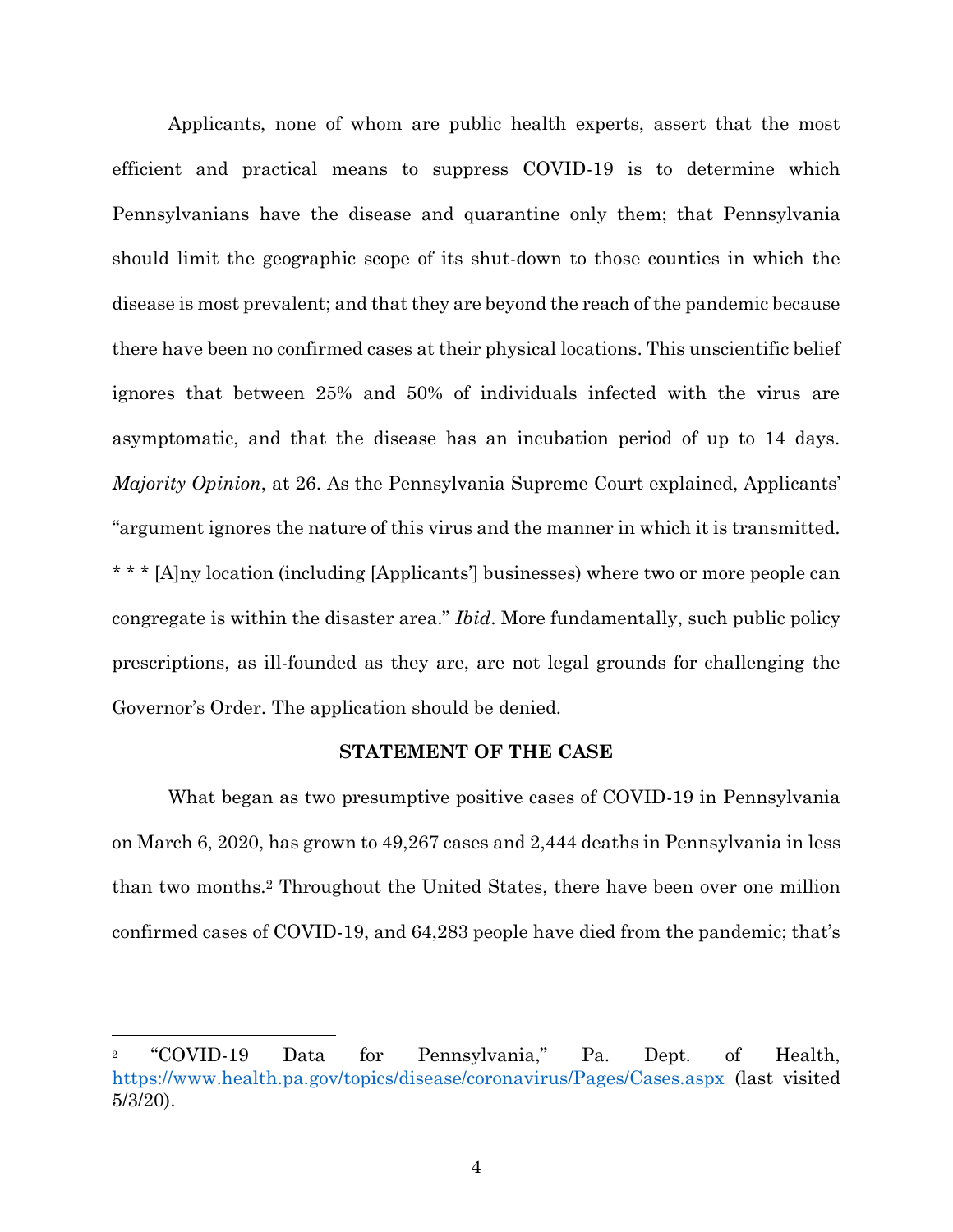Applicants, none of whom are public health experts, assert that the most efficient and practical means to suppress COVID-19 is to determine which Pennsylvanians have the disease and quarantine only them; that Pennsylvania should limit the geographic scope of its shut-down to those counties in which the disease is most prevalent; and that they are beyond the reach of the pandemic because there have been no confirmed cases at their physical locations. This unscientific belief ignores that between 25% and 50% of individuals infected with the virus are asymptomatic, and that the disease has an incubation period of up to 14 days. *Majority Opinion*, at 26. As the Pennsylvania Supreme Court explained, Applicants' "argument ignores the nature of this virus and the manner in which it is transmitted. * * * [A]ny location (including [Applicants'] businesses) where two or more people can congregate is within the disaster area." *Ibid*. More fundamentally, such public policy prescriptions, as ill-founded as they are, are not legal grounds for challenging the Governor's Order. The application should be denied.

## STATEMENT OF THE CASE

What began as two presumptive positive cases of COVID-19 in Pennsylvania on March 6, 2020, has grown to 49,267 cases and 2,444 deaths in Pennsylvania in less than two months.[2] Throughout the United States, there have been over one million confirmed cases of COVID-19, and 64,283 people have died from the pandemic; that's

[2] "COVID-19 Data for Pennsylvania," Pa. Dept. of Health, https://www.health.pa.gov/topics/disease/coronavirus/Pages/Cases.aspx (last visited 5/3/20).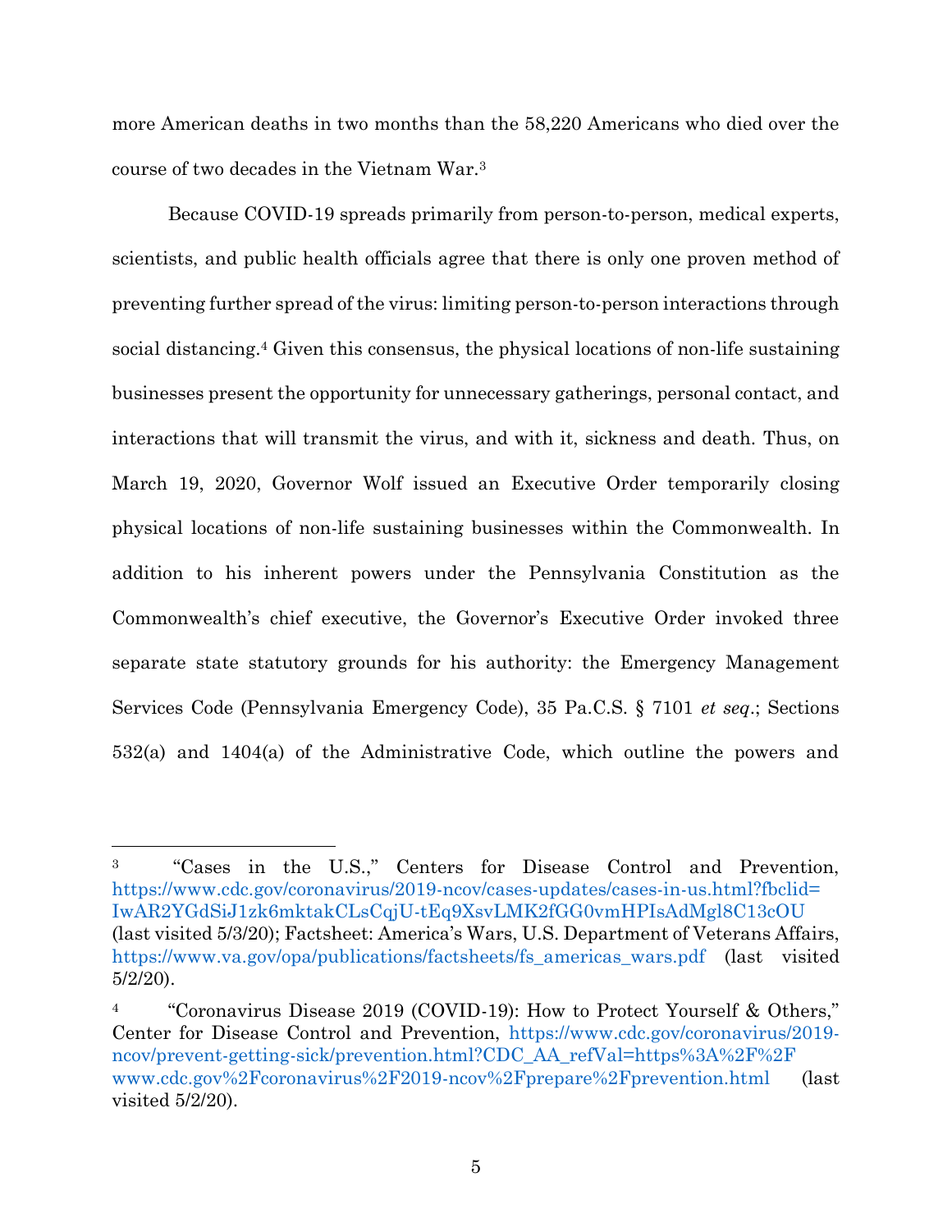more American deaths in two months than the 58,220 Americans who died over the course of two decades in the Vietnam War.[3]

Because COVID-19 spreads primarily from person-to-person, medical experts, scientists, and public health officials agree that there is only one proven method of preventing further spread of the virus: limiting person-to-person interactions through social distancing.[4] Given this consensus, the physical locations of non-life sustaining businesses present the opportunity for unnecessary gatherings, personal contact, and interactions that will transmit the virus, and with it, sickness and death. Thus, on March 19, 2020, Governor Wolf issued an Executive Order temporarily closing physical locations of non-life sustaining businesses within the Commonwealth. In addition to his inherent powers under the Pennsylvania Constitution as the Commonwealth's chief executive, the Governor's Executive Order invoked three separate state statutory grounds for his authority: the Emergency Management Services Code (Pennsylvania Emergency Code), 35 Pa.C.S. § 7101 *et seq*.; Sections 532(a) and 1404(a) of the Administrative Code, which outline the powers and

---

[3] "Cases in the U.S.," Centers for Disease Control and Prevention, https://www.cdc.gov/coronavirus/2019-ncov/cases-updates/cases-in-us.html?fbclid=IwAR2YGdSiJ1zk6mktakCLsCqjU-tEq9XsvLMK2fGG0vmHPIsAdMgl8C13cOU (last visited 5/3/20); Factsheet: America's Wars, U.S. Department of Veterans Affairs, https://www.va.gov/opa/publications/factsheets/fs_americas_wars.pdf (last visited 5/2/20).

[4] "Coronavirus Disease 2019 (COVID-19): How to Protect Yourself & Others," Center for Disease Control and Prevention, https://www.cdc.gov/coronavirus/2019-ncov/prevent-getting-sick/prevention.html?CDC_AA_refVal=https%3A%2F%2Fwww.cdc.gov%2Fcoronavirus%2F2019-ncov%2Fprepare%2Fprevention.html (last visited 5/2/20).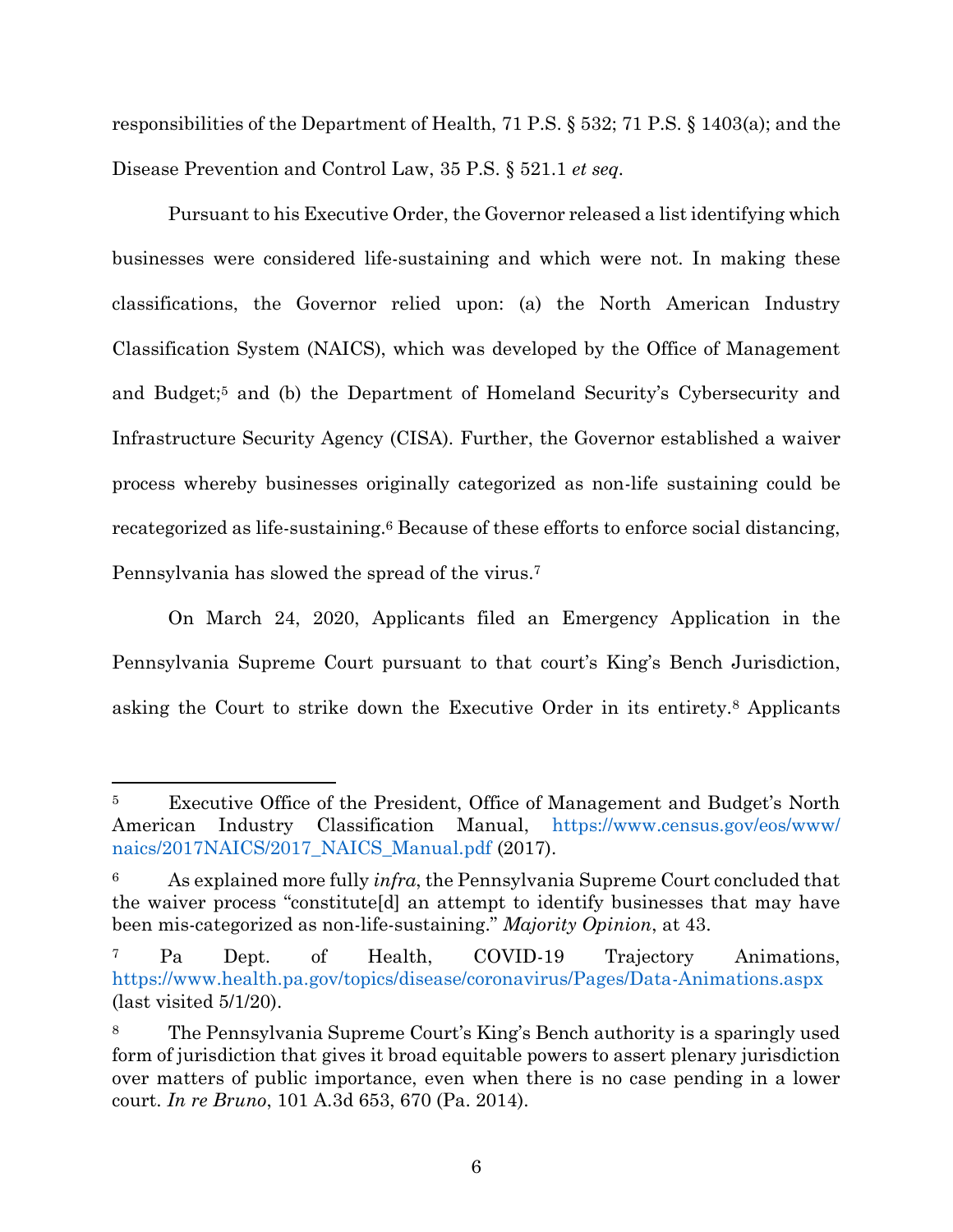responsibilities of the Department of Health, 71 P.S. § 532; 71 P.S. § 1403(a); and the Disease Prevention and Control Law, 35 P.S. § 521.1 *et seq*.

Pursuant to his Executive Order, the Governor released a list identifying which businesses were considered life-sustaining and which were not. In making these classifications, the Governor relied upon: (a) the North American Industry Classification System (NAICS), which was developed by the Office of Management and Budget;[5] and (b) the Department of Homeland Security's Cybersecurity and Infrastructure Security Agency (CISA). Further, the Governor established a waiver process whereby businesses originally categorized as non-life sustaining could be recategorized as life-sustaining.[6] Because of these efforts to enforce social distancing, Pennsylvania has slowed the spread of the virus.[7]

On March 24, 2020, Applicants filed an Emergency Application in the Pennsylvania Supreme Court pursuant to that court's King's Bench Jurisdiction, asking the Court to strike down the Executive Order in its entirety.[8] Applicants

---

[5] Executive Office of the President, Office of Management and Budget's North American Industry Classification Manual, https://www.census.gov/eos/www/naics/2017NAICS/2017_NAICS_Manual.pdf (2017).

[6] As explained more fully *infra*, the Pennsylvania Supreme Court concluded that the waiver process "constitute[d] an attempt to identify businesses that may have been mis-categorized as non-life-sustaining." *Majority Opinion*, at 43.

[7] Pa Dept. of Health, COVID-19 Trajectory Animations, https://www.health.pa.gov/topics/disease/coronavirus/Pages/Data-Animations.aspx (last visited 5/1/20).

[8] The Pennsylvania Supreme Court's King's Bench authority is a sparingly used form of jurisdiction that gives it broad equitable powers to assert plenary jurisdiction over matters of public importance, even when there is no case pending in a lower court. *In re Bruno*, 101 A.3d 653, 670 (Pa. 2014).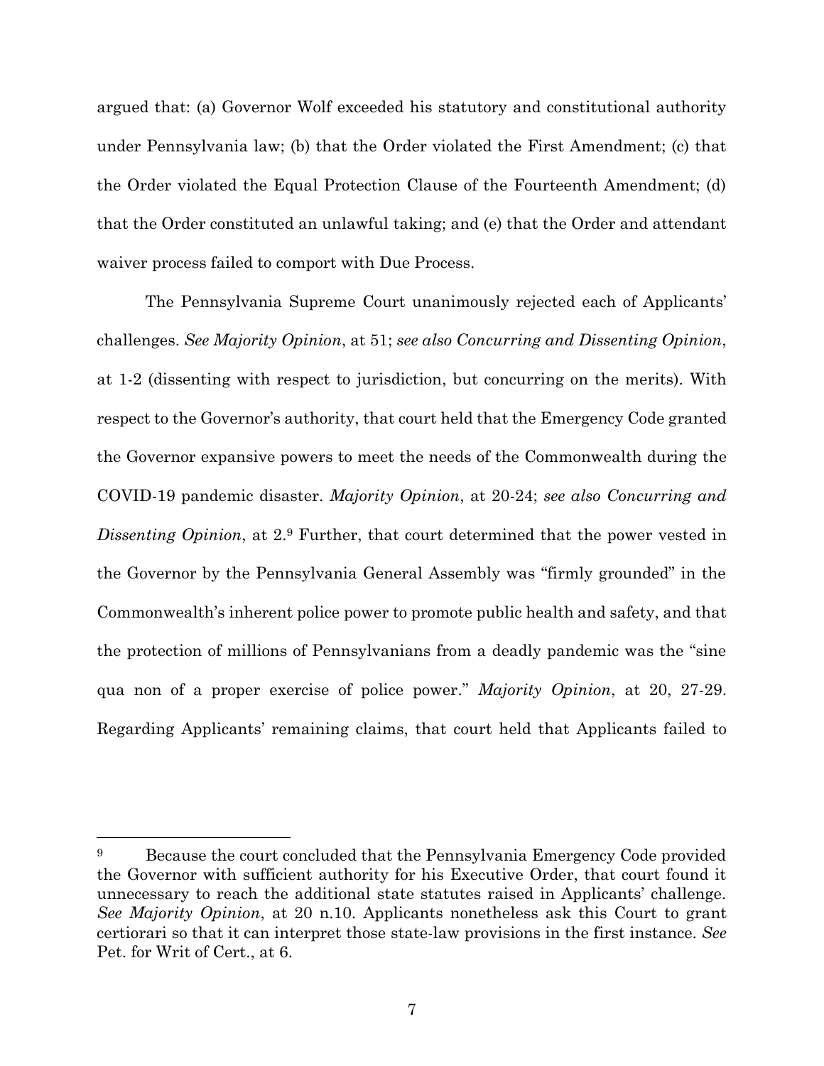argued that: (a) Governor Wolf exceeded his statutory and constitutional authority under Pennsylvania law; (b) that the Order violated the First Amendment; (c) that the Order violated the Equal Protection Clause of the Fourteenth Amendment; (d) that the Order constituted an unlawful taking; and (e) that the Order and attendant waiver process failed to comport with Due Process.

The Pennsylvania Supreme Court unanimously rejected each of Applicants' challenges. *See Majority Opinion*, at 51; *see also Concurring and Dissenting Opinion*, at 1-2 (dissenting with respect to jurisdiction, but concurring on the merits). With respect to the Governor's authority, that court held that the Emergency Code granted the Governor expansive powers to meet the needs of the Commonwealth during the COVID-19 pandemic disaster. *Majority Opinion*, at 20-24; *see also Concurring and Dissenting Opinion*, at 2.[9] Further, that court determined that the power vested in the Governor by the Pennsylvania General Assembly was "firmly grounded" in the Commonwealth's inherent police power to promote public health and safety, and that the protection of millions of Pennsylvanians from a deadly pandemic was the "sine qua non of a proper exercise of police power." *Majority Opinion*, at 20, 27-29. Regarding Applicants' remaining claims, that court held that Applicants failed to

---

[9] Because the court concluded that the Pennsylvania Emergency Code provided the Governor with sufficient authority for his Executive Order, that court found it unnecessary to reach the additional state statutes raised in Applicants' challenge. *See Majority Opinion*, at 20 n.10. Applicants nonetheless ask this Court to grant certiorari so that it can interpret those state-law provisions in the first instance. *See* Pet. for Writ of Cert., at 6.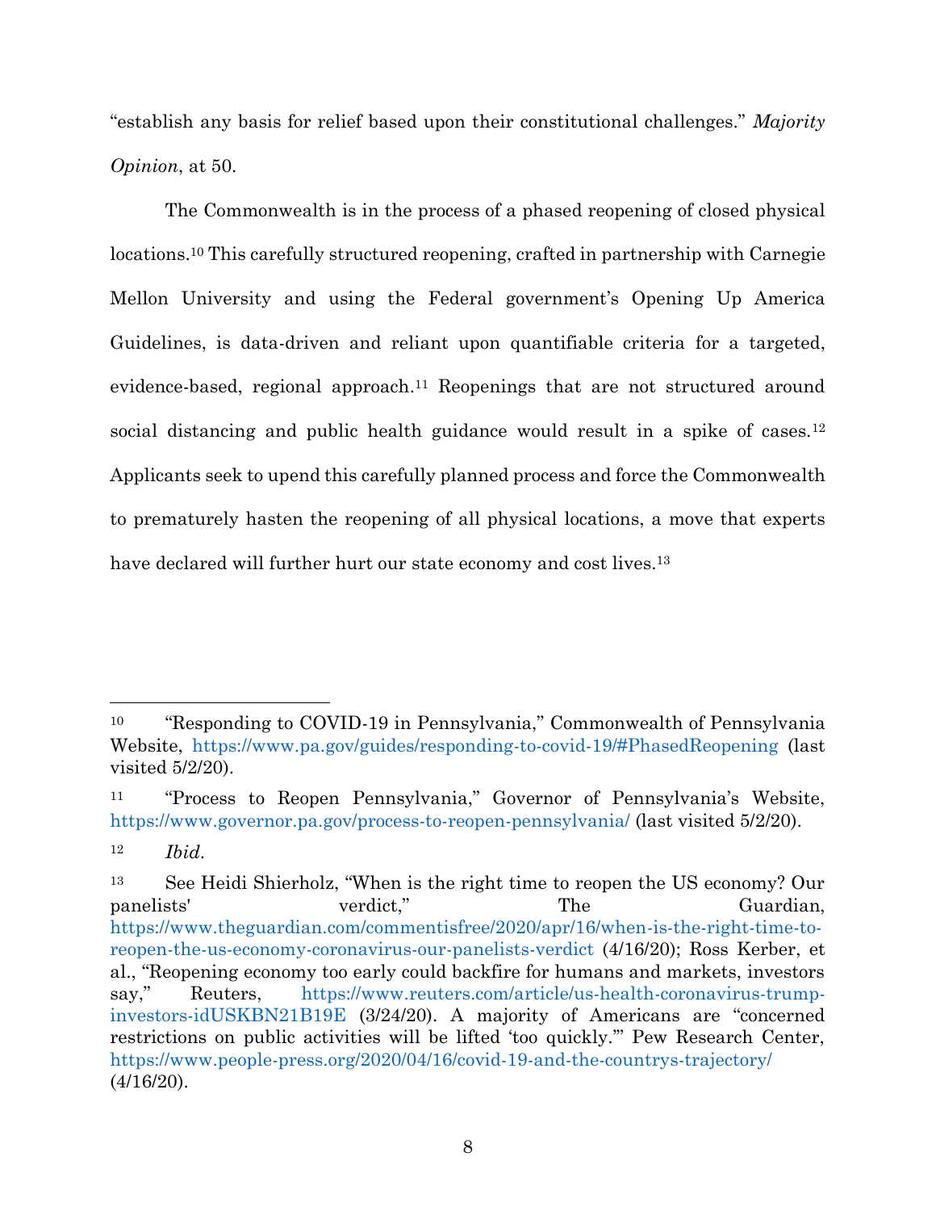"establish any basis for relief based upon their constitutional challenges." *Majority Opinion*, at 50.

The Commonwealth is in the process of a phased reopening of closed physical locations.[10] This carefully structured reopening, crafted in partnership with Carnegie Mellon University and using the Federal government's Opening Up America Guidelines, is data-driven and reliant upon quantifiable criteria for a targeted, evidence-based, regional approach.[11] Reopenings that are not structured around social distancing and public health guidance would result in a spike of cases.[12] Applicants seek to upend this carefully planned process and force the Commonwealth to prematurely hasten the reopening of all physical locations, a move that experts have declared will further hurt our state economy and cost lives.[13]

---

[10] "Responding to COVID-19 in Pennsylvania," Commonwealth of Pennsylvania Website, https://www.pa.gov/guides/responding-to-covid-19/#PhasedReopening (last visited 5/2/20).

[11] "Process to Reopen Pennsylvania," Governor of Pennsylvania's Website, https://www.governor.pa.gov/process-to-reopen-pennsylvania/ (last visited 5/2/20).

[12] *Ibid*.

[13] See Heidi Shierholz, "When is the right time to reopen the US economy? Our panelists' verdict," The Guardian, https://www.theguardian.com/commentisfree/2020/apr/16/when-is-the-right-time-to-reopen-the-us-economy-coronavirus-our-panelists-verdict (4/16/20); Ross Kerber, et al., "Reopening economy too early could backfire for humans and markets, investors say," Reuters, https://www.reuters.com/article/us-health-coronavirus-trump-investors-idUSKBN21B19E (3/24/20). A majority of Americans are "concerned restrictions on public activities will be lifted 'too quickly.'" Pew Research Center, https://www.people-press.org/2020/04/16/covid-19-and-the-countrys-trajectory/ (4/16/20).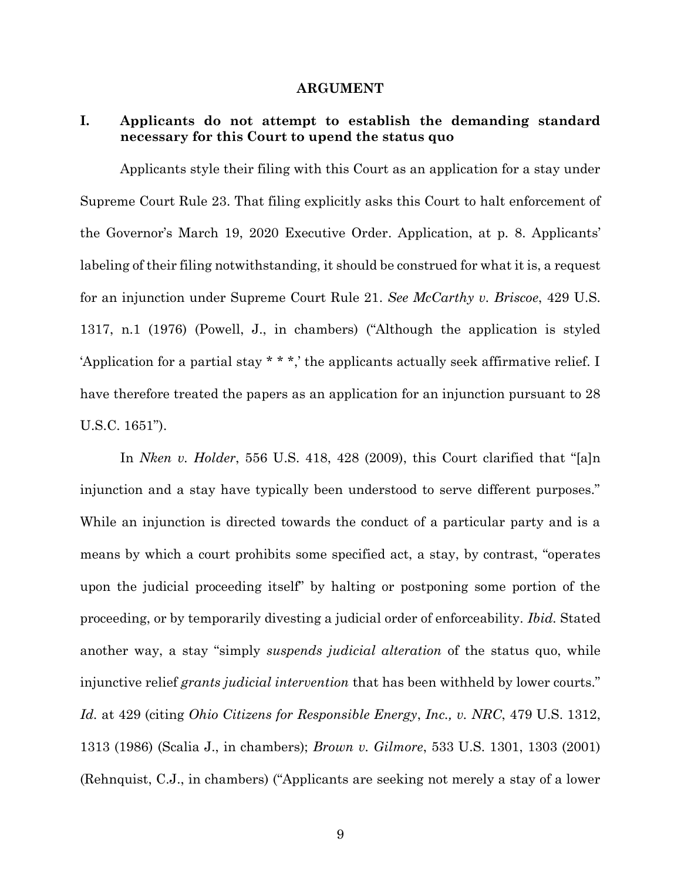## ARGUMENT

### I. Applicants do not attempt to establish the demanding standard necessary for this Court to upend the status quo

Applicants style their filing with this Court as an application for a stay under Supreme Court Rule 23. That filing explicitly asks this Court to halt enforcement of the Governor's March 19, 2020 Executive Order. Application, at p. 8. Applicants' labeling of their filing notwithstanding, it should be construed for what it is, a request for an injunction under Supreme Court Rule 21. *See McCarthy v. Briscoe*, 429 U.S. 1317, n.1 (1976) (Powell, J., in chambers) ("Although the application is styled 'Application for a partial stay * * *,' the applicants actually seek affirmative relief. I have therefore treated the papers as an application for an injunction pursuant to 28 U.S.C. 1651").

In *Nken v. Holder*, 556 U.S. 418, 428 (2009), this Court clarified that "[a]n injunction and a stay have typically been understood to serve different purposes." While an injunction is directed towards the conduct of a particular party and is a means by which a court prohibits some specified act, a stay, by contrast, "operates upon the judicial proceeding itself" by halting or postponing some portion of the proceeding, or by temporarily divesting a judicial order of enforceability. *Ibid.* Stated another way, a stay "simply *suspends judicial alteration* of the status quo, while injunctive relief *grants judicial intervention* that has been withheld by lower courts." *Id.* at 429 (citing *Ohio Citizens for Responsible Energy*, *Inc., v. NRC*, 479 U.S. 1312, 1313 (1986) (Scalia J., in chambers); *Brown v. Gilmore*, 533 U.S. 1301, 1303 (2001) (Rehnquist, C.J., in chambers) ("Applicants are seeking not merely a stay of a lower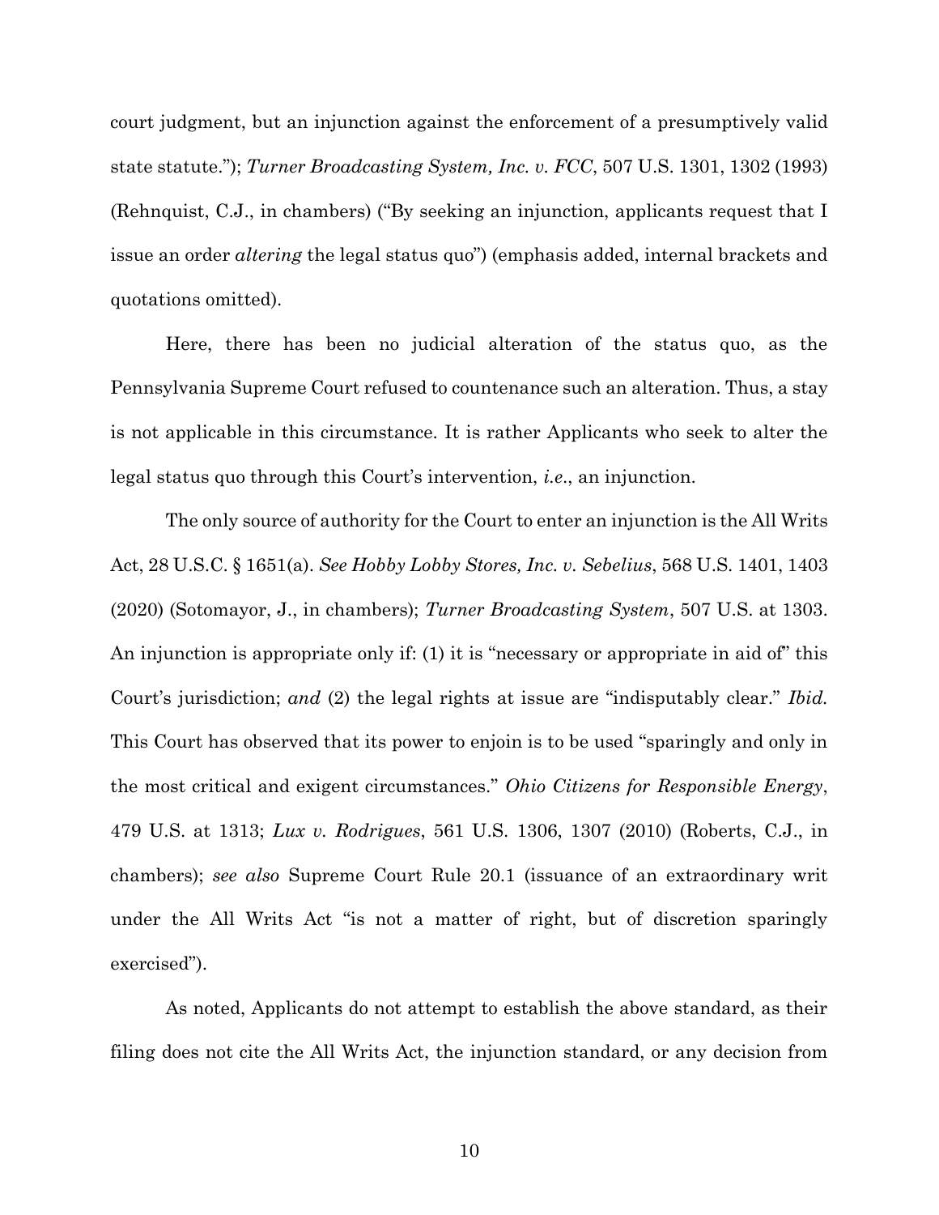court judgment, but an injunction against the enforcement of a presumptively valid state statute."); *Turner Broadcasting System, Inc. v. FCC*, 507 U.S. 1301, 1302 (1993) (Rehnquist, C.J., in chambers) ("By seeking an injunction, applicants request that I issue an order *altering* the legal status quo") (emphasis added, internal brackets and quotations omitted).

Here, there has been no judicial alteration of the status quo, as the Pennsylvania Supreme Court refused to countenance such an alteration. Thus, a stay is not applicable in this circumstance. It is rather Applicants who seek to alter the legal status quo through this Court's intervention, *i.e.*, an injunction.

The only source of authority for the Court to enter an injunction is the All Writs Act, 28 U.S.C. § 1651(a). *See Hobby Lobby Stores, Inc. v. Sebelius*, 568 U.S. 1401, 1403 (2020) (Sotomayor, J., in chambers); *Turner Broadcasting System*, 507 U.S. at 1303. An injunction is appropriate only if: (1) it is "necessary or appropriate in aid of" this Court's jurisdiction; *and* (2) the legal rights at issue are "indisputably clear." *Ibid.* This Court has observed that its power to enjoin is to be used "sparingly and only in the most critical and exigent circumstances." *Ohio Citizens for Responsible Energy*, 479 U.S. at 1313; *Lux v. Rodrigues*, 561 U.S. 1306, 1307 (2010) (Roberts, C.J., in chambers); *see also* Supreme Court Rule 20.1 (issuance of an extraordinary writ under the All Writs Act "is not a matter of right, but of discretion sparingly exercised").

As noted, Applicants do not attempt to establish the above standard, as their filing does not cite the All Writs Act, the injunction standard, or any decision from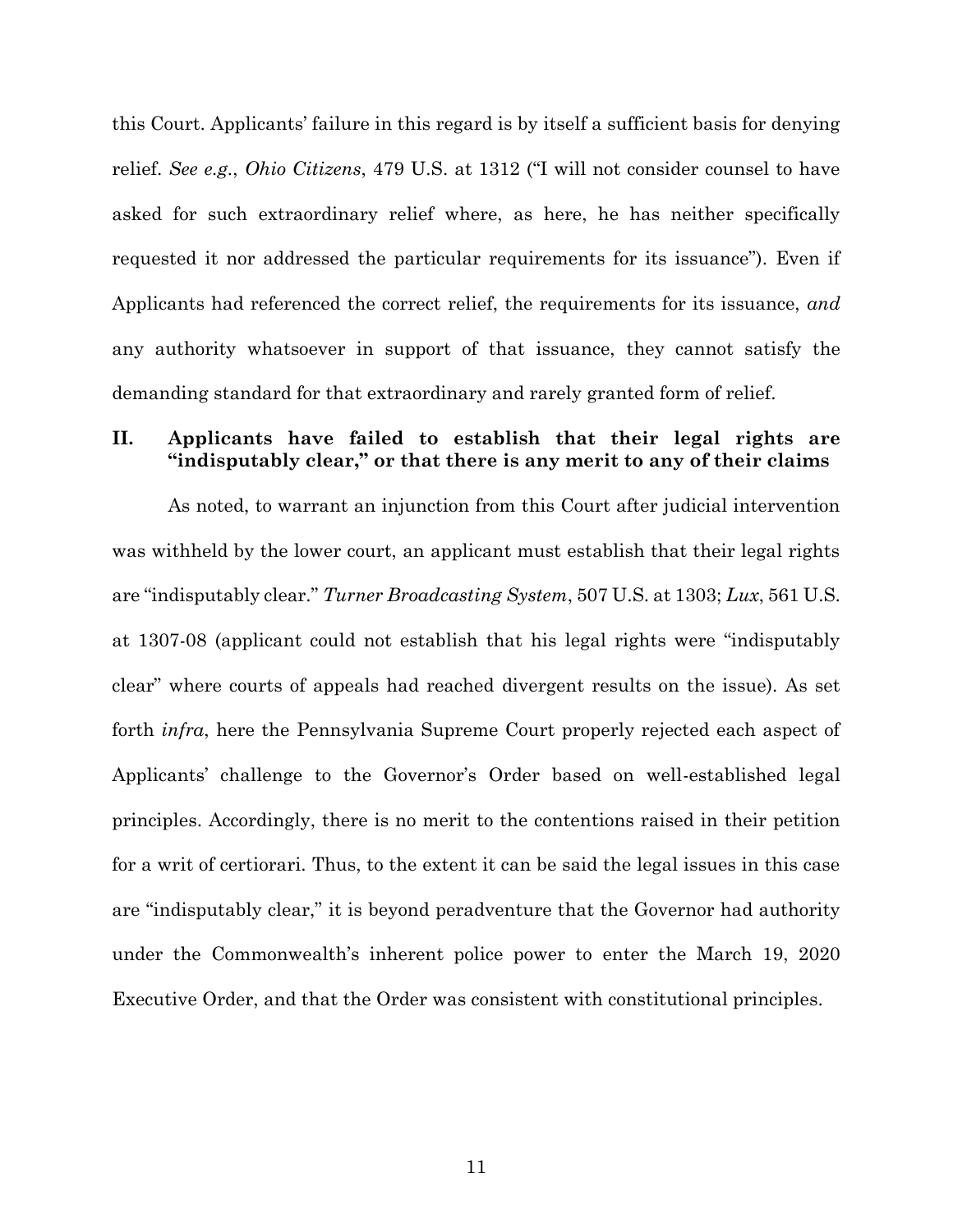this Court. Applicants' failure in this regard is by itself a sufficient basis for denying relief. *See e.g.*, *Ohio Citizens*, 479 U.S. at 1312 ("I will not consider counsel to have asked for such extraordinary relief where, as here, he has neither specifically requested it nor addressed the particular requirements for its issuance"). Even if Applicants had referenced the correct relief, the requirements for its issuance, *and* any authority whatsoever in support of that issuance, they cannot satisfy the demanding standard for that extraordinary and rarely granted form of relief.

## II. Applicants have failed to establish that their legal rights are "indisputably clear," or that there is any merit to any of their claims

As noted, to warrant an injunction from this Court after judicial intervention was withheld by the lower court, an applicant must establish that their legal rights are "indisputably clear." *Turner Broadcasting System*, 507 U.S. at 1303; *Lux*, 561 U.S. at 1307-08 (applicant could not establish that his legal rights were "indisputably clear" where courts of appeals had reached divergent results on the issue). As set forth *infra*, here the Pennsylvania Supreme Court properly rejected each aspect of Applicants' challenge to the Governor's Order based on well-established legal principles. Accordingly, there is no merit to the contentions raised in their petition for a writ of certiorari. Thus, to the extent it can be said the legal issues in this case are "indisputably clear," it is beyond peradventure that the Governor had authority under the Commonwealth's inherent police power to enter the March 19, 2020 Executive Order, and that the Order was consistent with constitutional principles.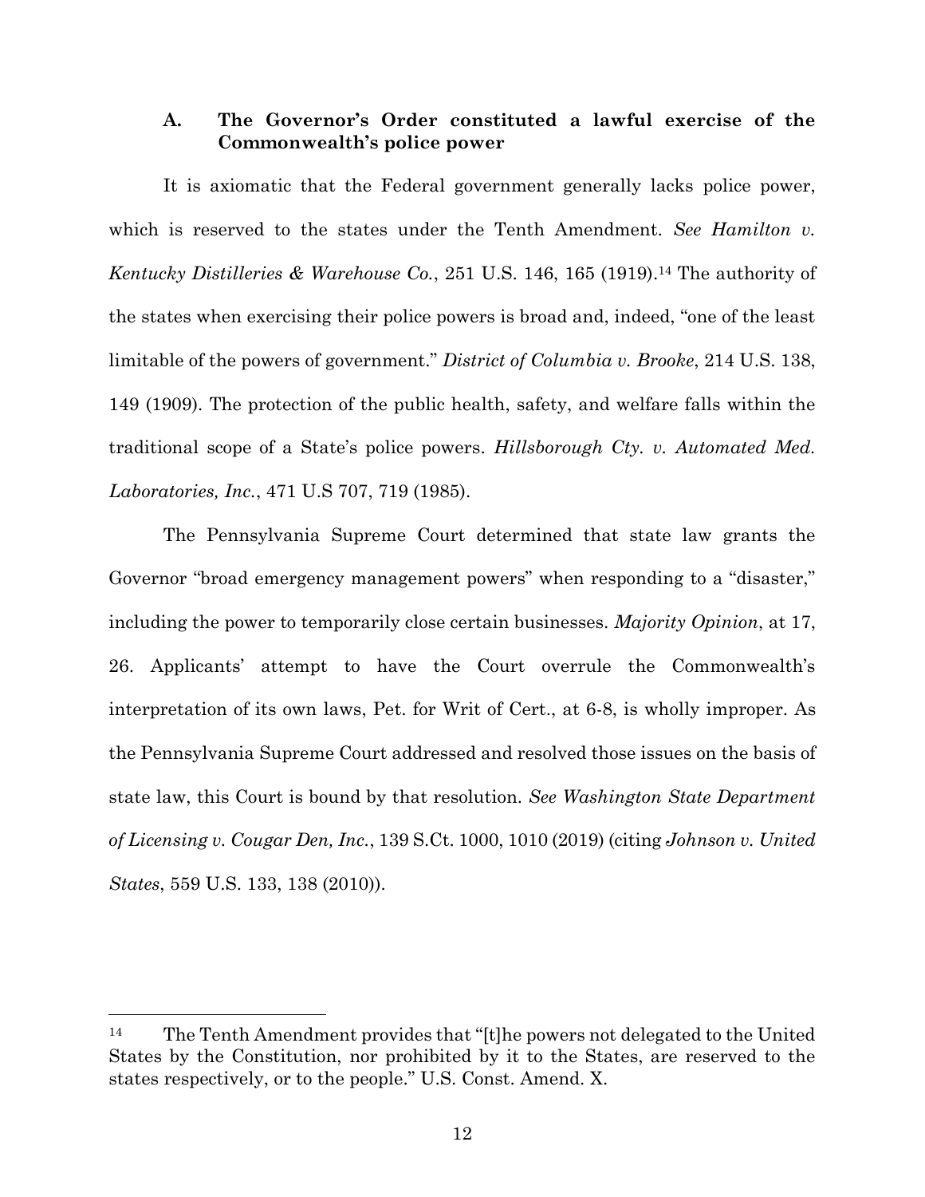### A. The Governor's Order constituted a lawful exercise of the Commonwealth's police power

It is axiomatic that the Federal government generally lacks police power, which is reserved to the states under the Tenth Amendment. *See Hamilton v. Kentucky Distilleries & Warehouse Co.*, 251 U.S. 146, 165 (1919).[14] The authority of the states when exercising their police powers is broad and, indeed, "one of the least limitable of the powers of government." *District of Columbia v. Brooke*, 214 U.S. 138, 149 (1909). The protection of the public health, safety, and welfare falls within the traditional scope of a State's police powers. *Hillsborough Cty. v. Automated Med. Laboratories, Inc.*, 471 U.S 707, 719 (1985).

The Pennsylvania Supreme Court determined that state law grants the Governor "broad emergency management powers" when responding to a "disaster," including the power to temporarily close certain businesses. *Majority Opinion*, at 17, 26. Applicants' attempt to have the Court overrule the Commonwealth's interpretation of its own laws, Pet. for Writ of Cert., at 6-8, is wholly improper. As the Pennsylvania Supreme Court addressed and resolved those issues on the basis of state law, this Court is bound by that resolution. *See Washington State Department of Licensing v. Cougar Den, Inc.*, 139 S.Ct. 1000, 1010 (2019) (citing *Johnson v. United States*, 559 U.S. 133, 138 (2010)).

---

[14] The Tenth Amendment provides that "[t]he powers not delegated to the United States by the Constitution, nor prohibited by it to the States, are reserved to the states respectively, or to the people." U.S. Const. Amend. X.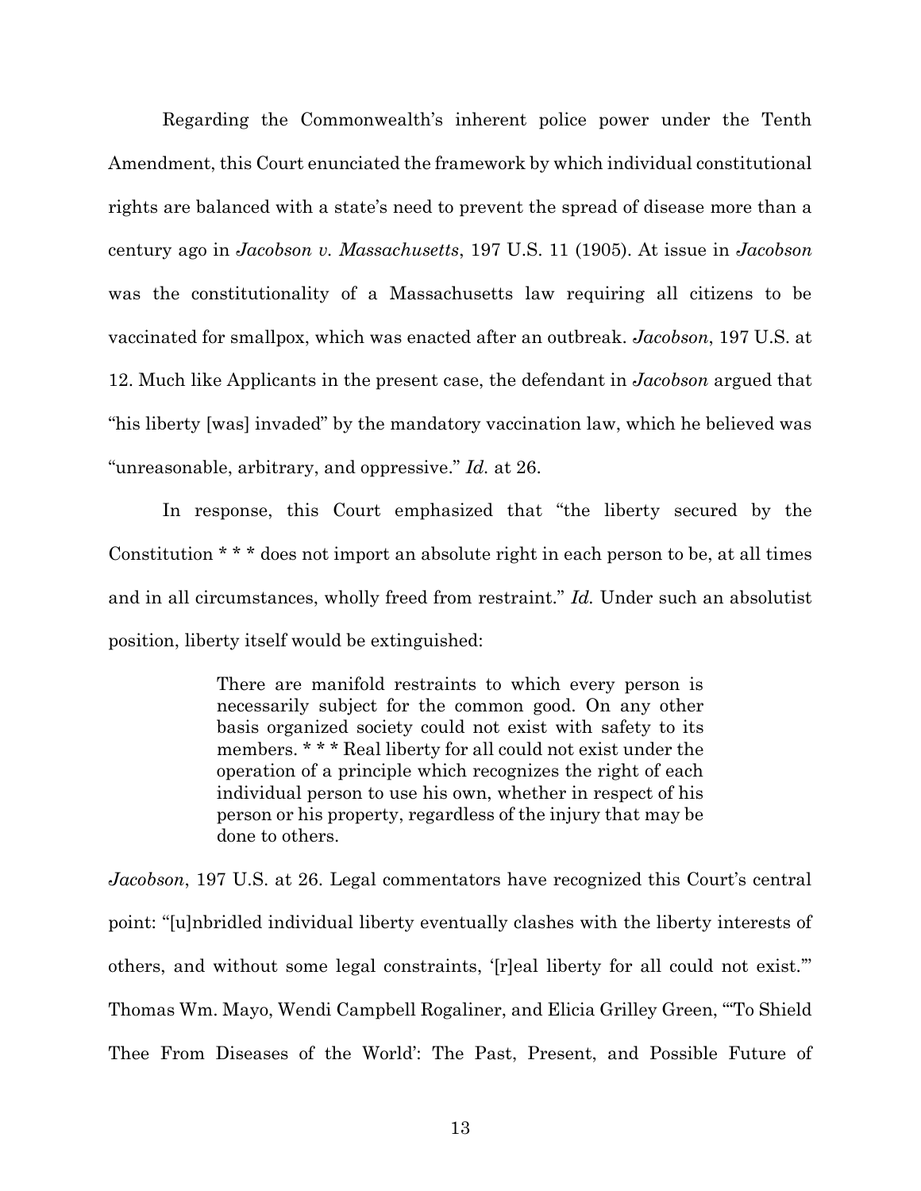Regarding the Commonwealth's inherent police power under the Tenth Amendment, this Court enunciated the framework by which individual constitutional rights are balanced with a state's need to prevent the spread of disease more than a century ago in *Jacobson v. Massachusetts*, 197 U.S. 11 (1905). At issue in *Jacobson* was the constitutionality of a Massachusetts law requiring all citizens to be vaccinated for smallpox, which was enacted after an outbreak. *Jacobson*, 197 U.S. at 12. Much like Applicants in the present case, the defendant in *Jacobson* argued that "his liberty [was] invaded" by the mandatory vaccination law, which he believed was "unreasonable, arbitrary, and oppressive." *Id.* at 26.

In response, this Court emphasized that "the liberty secured by the Constitution * * * does not import an absolute right in each person to be, at all times and in all circumstances, wholly freed from restraint." *Id.* Under such an absolutist position, liberty itself would be extinguished:

> There are manifold restraints to which every person is necessarily subject for the common good. On any other basis organized society could not exist with safety to its members. * * * Real liberty for all could not exist under the operation of a principle which recognizes the right of each individual person to use his own, whether in respect of his person or his property, regardless of the injury that may be done to others.

*Jacobson*, 197 U.S. at 26. Legal commentators have recognized this Court's central point: "[u]nbridled individual liberty eventually clashes with the liberty interests of others, and without some legal constraints, '[r]eal liberty for all could not exist.'" Thomas Wm. Mayo, Wendi Campbell Rogaliner, and Elicia Grilley Green, "'To Shield Thee From Diseases of the World': The Past, Present, and Possible Future of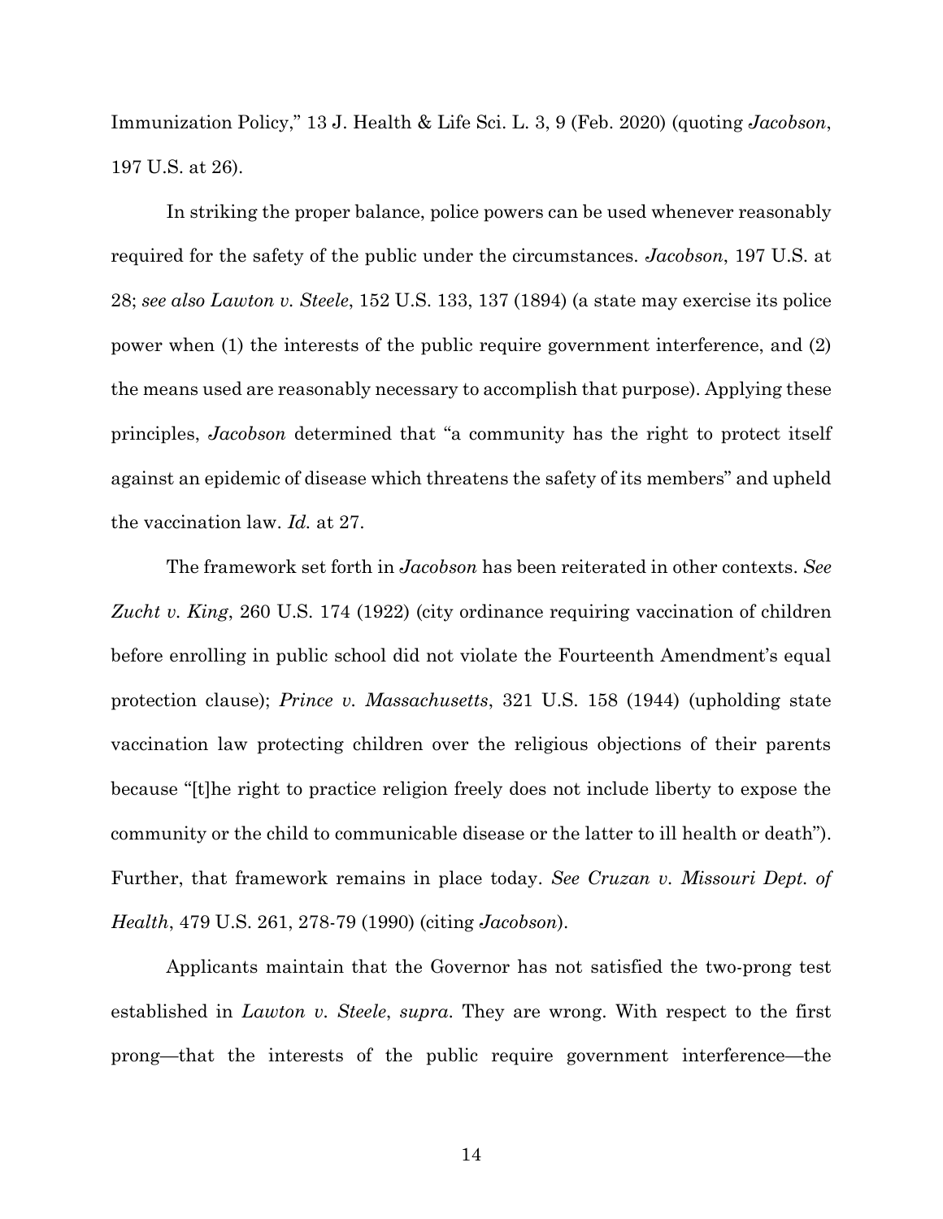Immunization Policy," 13 J. Health & Life Sci. L. 3, 9 (Feb. 2020) (quoting *Jacobson*, 197 U.S. at 26).

In striking the proper balance, police powers can be used whenever reasonably required for the safety of the public under the circumstances. *Jacobson*, 197 U.S. at 28; *see also Lawton v. Steele*, 152 U.S. 133, 137 (1894) (a state may exercise its police power when (1) the interests of the public require government interference, and (2) the means used are reasonably necessary to accomplish that purpose). Applying these principles, *Jacobson* determined that "a community has the right to protect itself against an epidemic of disease which threatens the safety of its members" and upheld the vaccination law. *Id.* at 27.

The framework set forth in *Jacobson* has been reiterated in other contexts. *See Zucht v. King*, 260 U.S. 174 (1922) (city ordinance requiring vaccination of children before enrolling in public school did not violate the Fourteenth Amendment's equal protection clause); *Prince v. Massachusetts*, 321 U.S. 158 (1944) (upholding state vaccination law protecting children over the religious objections of their parents because "[t]he right to practice religion freely does not include liberty to expose the community or the child to communicable disease or the latter to ill health or death"). Further, that framework remains in place today. *See Cruzan v. Missouri Dept. of Health*, 479 U.S. 261, 278-79 (1990) (citing *Jacobson*).

Applicants maintain that the Governor has not satisfied the two-prong test established in *Lawton v. Steele*, *supra*. They are wrong. With respect to the first prong—that the interests of the public require government interference—the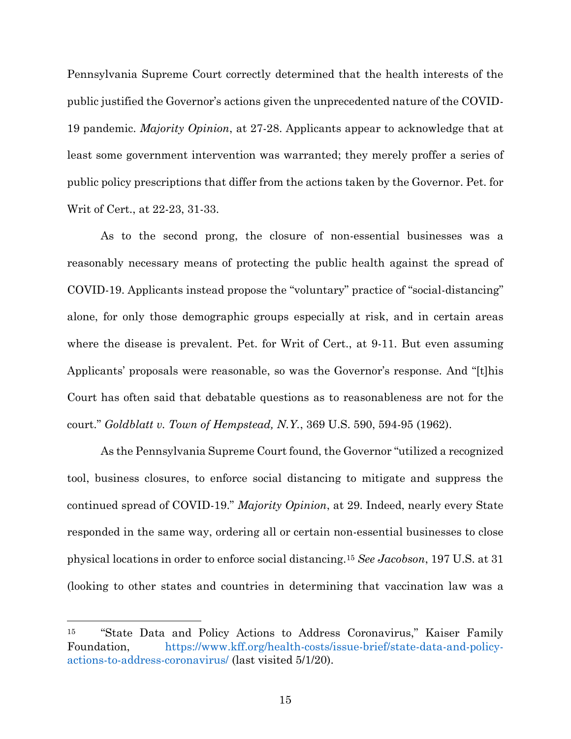Pennsylvania Supreme Court correctly determined that the health interests of the public justified the Governor's actions given the unprecedented nature of the COVID-19 pandemic. *Majority Opinion*, at 27-28. Applicants appear to acknowledge that at least some government intervention was warranted; they merely proffer a series of public policy prescriptions that differ from the actions taken by the Governor. Pet. for Writ of Cert., at 22-23, 31-33.

As to the second prong, the closure of non-essential businesses was a reasonably necessary means of protecting the public health against the spread of COVID-19. Applicants instead propose the "voluntary" practice of "social-distancing" alone, for only those demographic groups especially at risk, and in certain areas where the disease is prevalent. Pet. for Writ of Cert., at 9-11. But even assuming Applicants' proposals were reasonable, so was the Governor's response. And "[t]his Court has often said that debatable questions as to reasonableness are not for the court." *Goldblatt v. Town of Hempstead, N.Y.*, 369 U.S. 590, 594-95 (1962).

As the Pennsylvania Supreme Court found, the Governor "utilized a recognized tool, business closures, to enforce social distancing to mitigate and suppress the continued spread of COVID-19." *Majority Opinion*, at 29. Indeed, nearly every State responded in the same way, ordering all or certain non-essential businesses to close physical locations in order to enforce social distancing.[15] *See Jacobson*, 197 U.S. at 31 (looking to other states and countries in determining that vaccination law was a

---

[15] "State Data and Policy Actions to Address Coronavirus," Kaiser Family Foundation, https://www.kff.org/health-costs/issue-brief/state-data-and-policy-actions-to-address-coronavirus/ (last visited 5/1/20).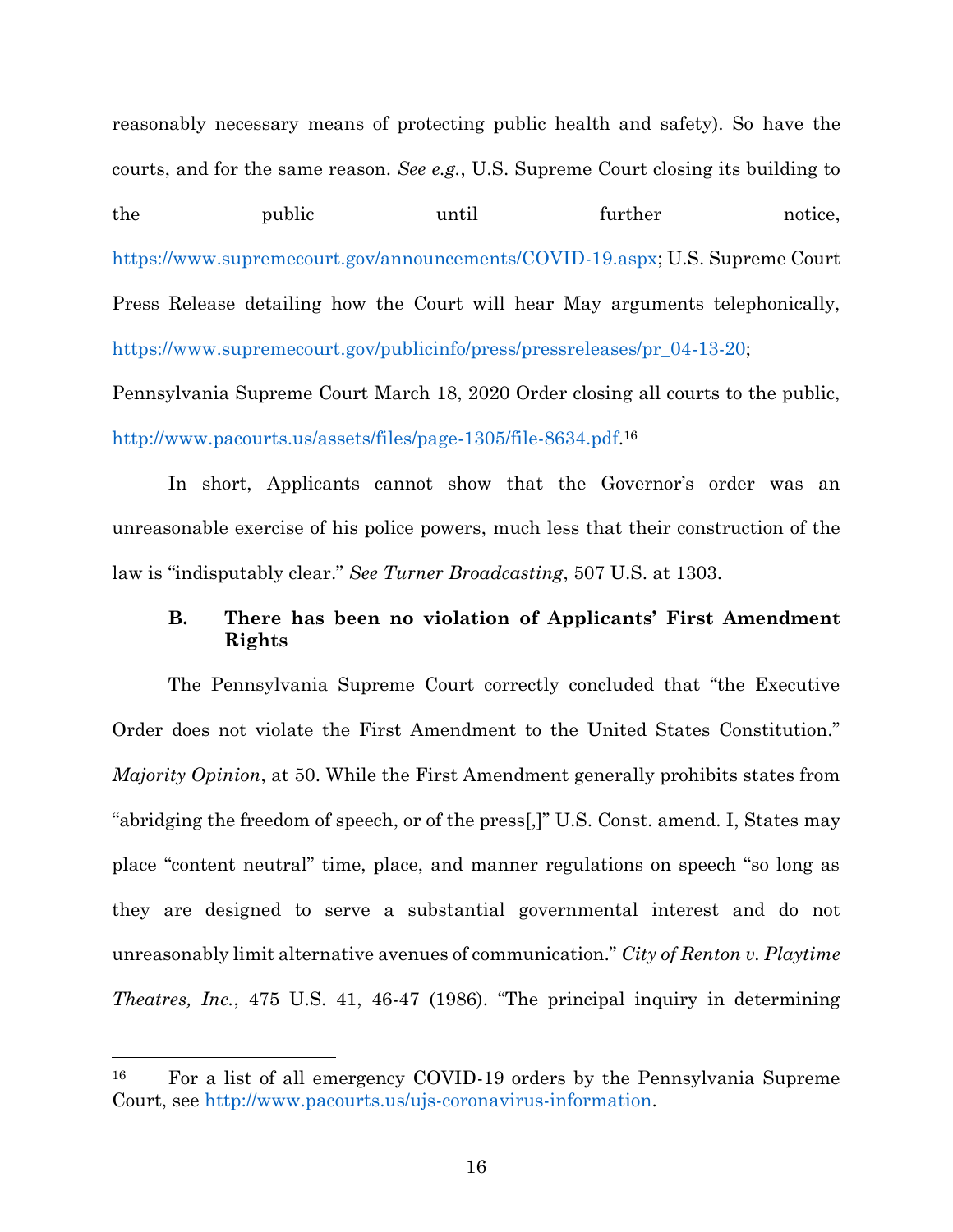reasonably necessary means of protecting public health and safety). So have the courts, and for the same reason. *See e.g.*, U.S. Supreme Court closing its building to the public until further notice, https://www.supremecourt.gov/announcements/COVID-19.aspx; U.S. Supreme Court Press Release detailing how the Court will hear May arguments telephonically, https://www.supremecourt.gov/publicinfo/press/pressreleases/pr_04-13-20; Pennsylvania Supreme Court March 18, 2020 Order closing all courts to the public, http://www.pacourts.us/assets/files/page-1305/file-8634.pdf.[16]

In short, Applicants cannot show that the Governor's order was an unreasonable exercise of his police powers, much less that their construction of the law is "indisputably clear." *See Turner Broadcasting*, 507 U.S. at 1303.

### B. There has been no violation of Applicants' First Amendment Rights

The Pennsylvania Supreme Court correctly concluded that "the Executive Order does not violate the First Amendment to the United States Constitution." *Majority Opinion*, at 50. While the First Amendment generally prohibits states from "abridging the freedom of speech, or of the press[,]" U.S. Const. amend. I, States may place "content neutral" time, place, and manner regulations on speech "so long as they are designed to serve a substantial governmental interest and do not unreasonably limit alternative avenues of communication." *City of Renton v. Playtime Theatres, Inc.*, 475 U.S. 41, 46-47 (1986). "The principal inquiry in determining

---

[16] For a list of all emergency COVID-19 orders by the Pennsylvania Supreme Court, see http://www.pacourts.us/ujs-coronavirus-information.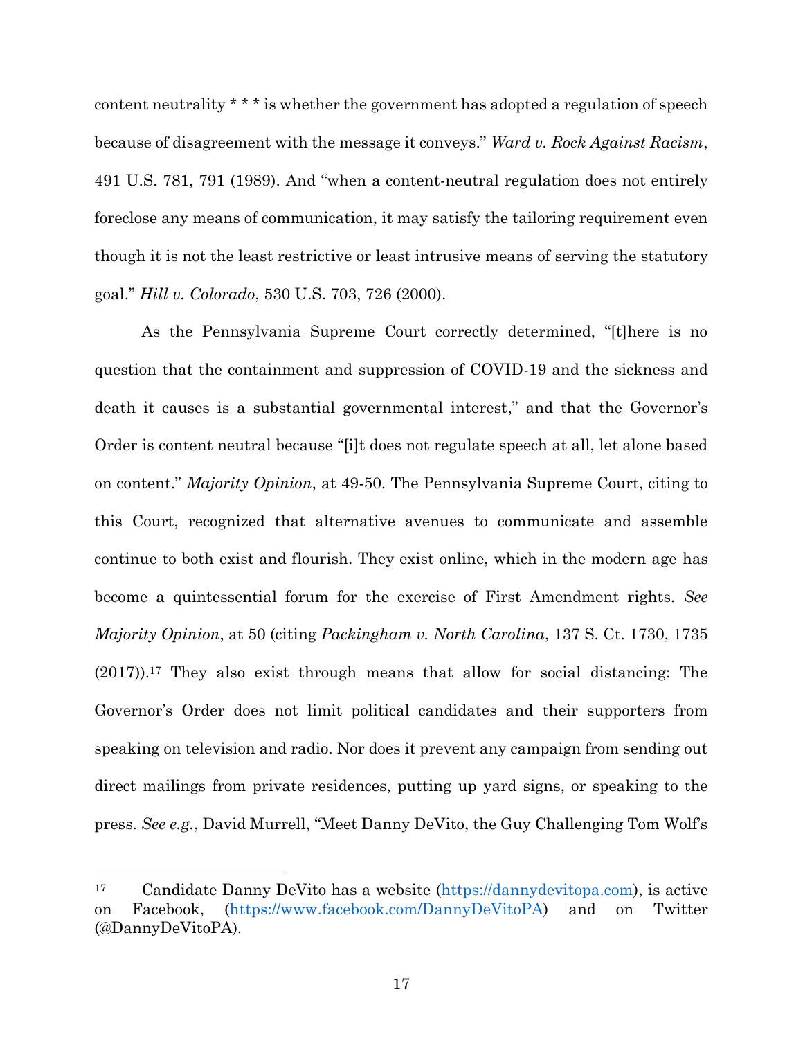content neutrality * * * is whether the government has adopted a regulation of speech because of disagreement with the message it conveys." *Ward v. Rock Against Racism*, 491 U.S. 781, 791 (1989). And "when a content-neutral regulation does not entirely foreclose any means of communication, it may satisfy the tailoring requirement even though it is not the least restrictive or least intrusive means of serving the statutory goal." *Hill v. Colorado*, 530 U.S. 703, 726 (2000).

As the Pennsylvania Supreme Court correctly determined, "[t]here is no question that the containment and suppression of COVID-19 and the sickness and death it causes is a substantial governmental interest," and that the Governor's Order is content neutral because "[i]t does not regulate speech at all, let alone based on content." *Majority Opinion*, at 49-50. The Pennsylvania Supreme Court, citing to this Court, recognized that alternative avenues to communicate and assemble continue to both exist and flourish. They exist online, which in the modern age has become a quintessential forum for the exercise of First Amendment rights. *See Majority Opinion*, at 50 (citing *Packingham v. North Carolina*, 137 S. Ct. 1730, 1735 (2017)).[17] They also exist through means that allow for social distancing: The Governor's Order does not limit political candidates and their supporters from speaking on television and radio. Nor does it prevent any campaign from sending out direct mailings from private residences, putting up yard signs, or speaking to the press. *See e.g.*, David Murrell, "Meet Danny DeVito, the Guy Challenging Tom Wolf's

---

[17] Candidate Danny DeVito has a website (https://dannydevitopa.com), is active on Facebook, (https://www.facebook.com/DannyDeVitoPA) and on Twitter (@DannyDeVitoPA).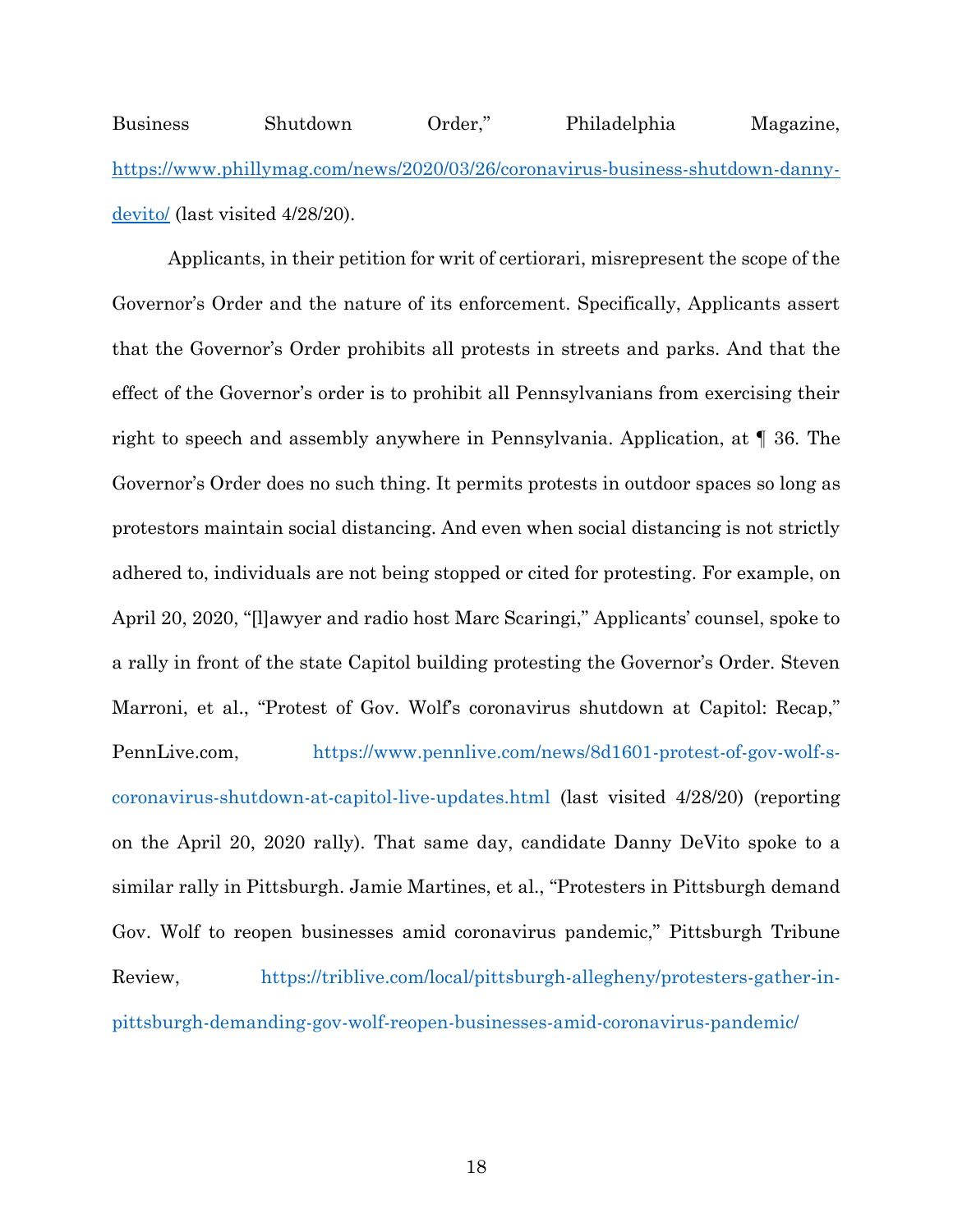Business Shutdown Order," Philadelphia Magazine, https://www.phillymag.com/news/2020/03/26/coronavirus-business-shutdown-danny-devito/ (last visited 4/28/20).

Applicants, in their petition for writ of certiorari, misrepresent the scope of the Governor's Order and the nature of its enforcement. Specifically, Applicants assert that the Governor's Order prohibits all protests in streets and parks. And that the effect of the Governor's order is to prohibit all Pennsylvanians from exercising their right to speech and assembly anywhere in Pennsylvania. Application, at ¶ 36. The Governor's Order does no such thing. It permits protests in outdoor spaces so long as protestors maintain social distancing. And even when social distancing is not strictly adhered to, individuals are not being stopped or cited for protesting. For example, on April 20, 2020, "[l]awyer and radio host Marc Scaringi," Applicants' counsel, spoke to a rally in front of the state Capitol building protesting the Governor's Order. Steven Marroni, et al., "Protest of Gov. Wolf's coronavirus shutdown at Capitol: Recap," PennLive.com, https://www.pennlive.com/news/8d1601-protest-of-gov-wolf-s-coronavirus-shutdown-at-capitol-live-updates.html (last visited 4/28/20) (reporting on the April 20, 2020 rally). That same day, candidate Danny DeVito spoke to a similar rally in Pittsburgh. Jamie Martines, et al., "Protesters in Pittsburgh demand Gov. Wolf to reopen businesses amid coronavirus pandemic," Pittsburgh Tribune Review, https://triblive.com/local/pittsburgh-allegheny/protesters-gather-in-pittsburgh-demanding-gov-wolf-reopen-businesses-amid-coronavirus-pandemic/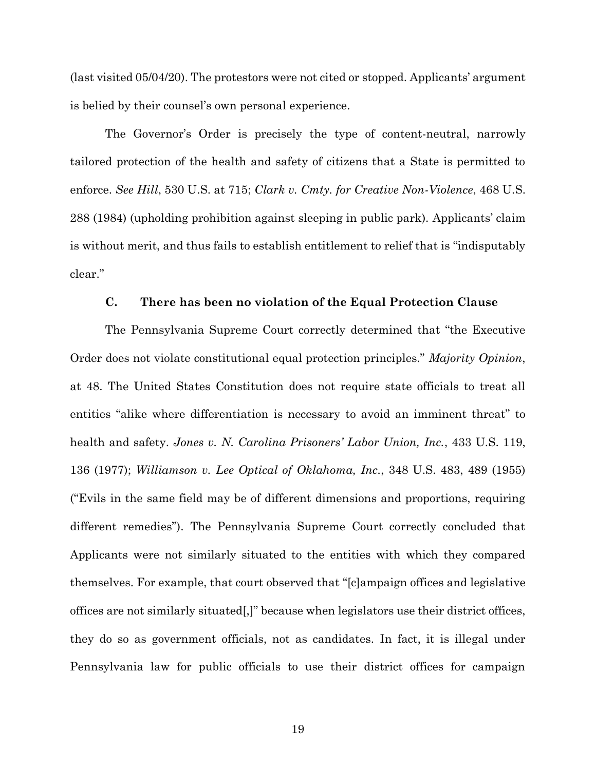(last visited 05/04/20). The protestors were not cited or stopped. Applicants' argument is belied by their counsel's own personal experience.

The Governor's Order is precisely the type of content-neutral, narrowly tailored protection of the health and safety of citizens that a State is permitted to enforce. *See Hill*, 530 U.S. at 715; *Clark v. Cmty. for Creative Non-Violence*, 468 U.S. 288 (1984) (upholding prohibition against sleeping in public park). Applicants' claim is without merit, and thus fails to establish entitlement to relief that is "indisputably clear."

### C. There has been no violation of the Equal Protection Clause

The Pennsylvania Supreme Court correctly determined that "the Executive Order does not violate constitutional equal protection principles." *Majority Opinion*, at 48. The United States Constitution does not require state officials to treat all entities "alike where differentiation is necessary to avoid an imminent threat" to health and safety. *Jones v. N. Carolina Prisoners' Labor Union, Inc.*, 433 U.S. 119, 136 (1977); *Williamson v. Lee Optical of Oklahoma, Inc.*, 348 U.S. 483, 489 (1955) ("Evils in the same field may be of different dimensions and proportions, requiring different remedies"). The Pennsylvania Supreme Court correctly concluded that Applicants were not similarly situated to the entities with which they compared themselves. For example, that court observed that "[c]ampaign offices and legislative offices are not similarly situated[,]" because when legislators use their district offices, they do so as government officials, not as candidates. In fact, it is illegal under Pennsylvania law for public officials to use their district offices for campaign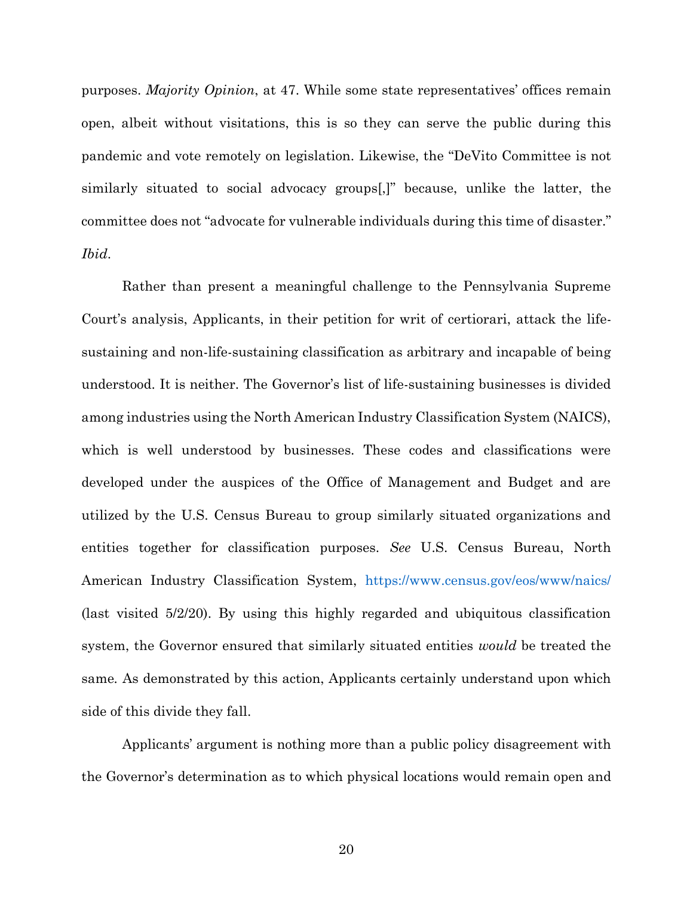purposes. *Majority Opinion*, at 47. While some state representatives' offices remain open, albeit without visitations, this is so they can serve the public during this pandemic and vote remotely on legislation. Likewise, the "DeVito Committee is not similarly situated to social advocacy groups[,]" because, unlike the latter, the committee does not "advocate for vulnerable individuals during this time of disaster." *Ibid*.

Rather than present a meaningful challenge to the Pennsylvania Supreme Court's analysis, Applicants, in their petition for writ of certiorari, attack the life-sustaining and non-life-sustaining classification as arbitrary and incapable of being understood. It is neither. The Governor's list of life-sustaining businesses is divided among industries using the North American Industry Classification System (NAICS), which is well understood by businesses. These codes and classifications were developed under the auspices of the Office of Management and Budget and are utilized by the U.S. Census Bureau to group similarly situated organizations and entities together for classification purposes. *See* U.S. Census Bureau, North American Industry Classification System, https://www.census.gov/eos/www/naics/ (last visited 5/2/20). By using this highly regarded and ubiquitous classification system, the Governor ensured that similarly situated entities *would* be treated the same. As demonstrated by this action, Applicants certainly understand upon which side of this divide they fall.

Applicants' argument is nothing more than a public policy disagreement with the Governor's determination as to which physical locations would remain open and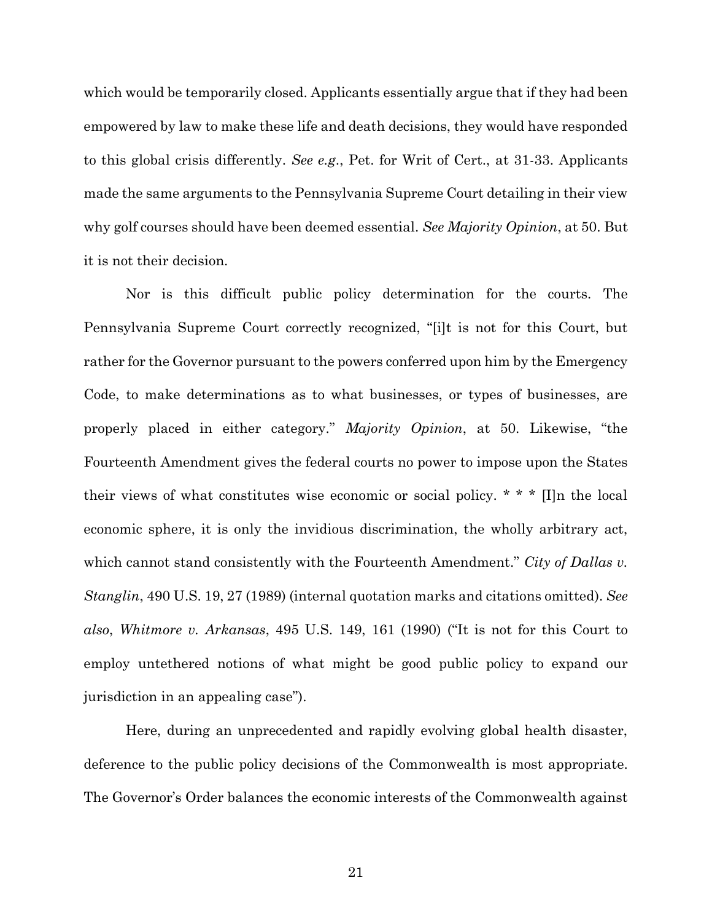which would be temporarily closed. Applicants essentially argue that if they had been empowered by law to make these life and death decisions, they would have responded to this global crisis differently. *See e.g.*, Pet. for Writ of Cert., at 31-33. Applicants made the same arguments to the Pennsylvania Supreme Court detailing in their view why golf courses should have been deemed essential. *See Majority Opinion*, at 50. But it is not their decision.

Nor is this difficult public policy determination for the courts. The Pennsylvania Supreme Court correctly recognized, "[i]t is not for this Court, but rather for the Governor pursuant to the powers conferred upon him by the Emergency Code, to make determinations as to what businesses, or types of businesses, are properly placed in either category." *Majority Opinion*, at 50. Likewise, "the Fourteenth Amendment gives the federal courts no power to impose upon the States their views of what constitutes wise economic or social policy. * * * [I]n the local economic sphere, it is only the invidious discrimination, the wholly arbitrary act, which cannot stand consistently with the Fourteenth Amendment." *City of Dallas v. Stanglin*, 490 U.S. 19, 27 (1989) (internal quotation marks and citations omitted). *See also*, *Whitmore v. Arkansas*, 495 U.S. 149, 161 (1990) ("It is not for this Court to employ untethered notions of what might be good public policy to expand our jurisdiction in an appealing case").

Here, during an unprecedented and rapidly evolving global health disaster, deference to the public policy decisions of the Commonwealth is most appropriate. The Governor's Order balances the economic interests of the Commonwealth against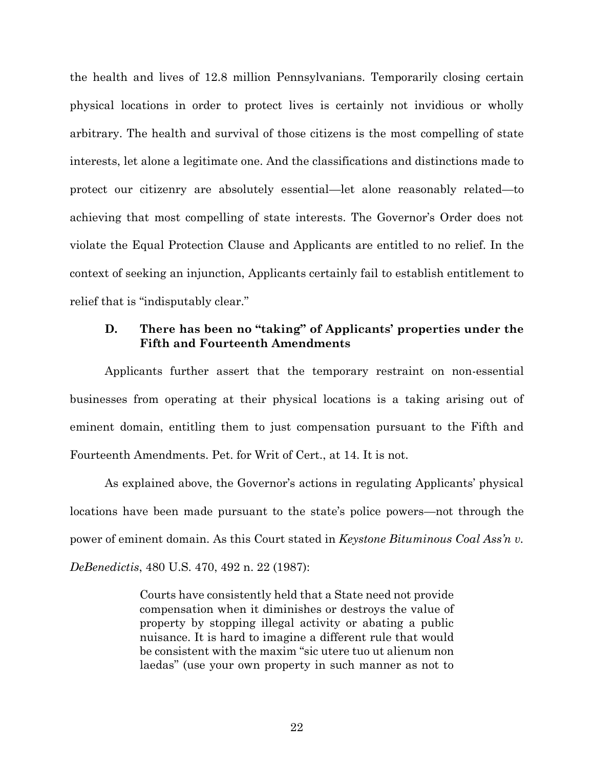the health and lives of 12.8 million Pennsylvanians. Temporarily closing certain physical locations in order to protect lives is certainly not invidious or wholly arbitrary. The health and survival of those citizens is the most compelling of state interests, let alone a legitimate one. And the classifications and distinctions made to protect our citizenry are absolutely essential—let alone reasonably related—to achieving that most compelling of state interests. The Governor's Order does not violate the Equal Protection Clause and Applicants are entitled to no relief. In the context of seeking an injunction, Applicants certainly fail to establish entitlement to relief that is "indisputably clear."

### D. There has been no "taking" of Applicants' properties under the Fifth and Fourteenth Amendments

Applicants further assert that the temporary restraint on non-essential businesses from operating at their physical locations is a taking arising out of eminent domain, entitling them to just compensation pursuant to the Fifth and Fourteenth Amendments. Pet. for Writ of Cert., at 14. It is not.

As explained above, the Governor's actions in regulating Applicants' physical locations have been made pursuant to the state's police powers—not through the power of eminent domain. As this Court stated in *Keystone Bituminous Coal Ass'n v. DeBenedictis*, 480 U.S. 470, 492 n. 22 (1987):

> Courts have consistently held that a State need not provide compensation when it diminishes or destroys the value of property by stopping illegal activity or abating a public nuisance. It is hard to imagine a different rule that would be consistent with the maxim "sic utere tuo ut alienum non laedas" (use your own property in such manner as not to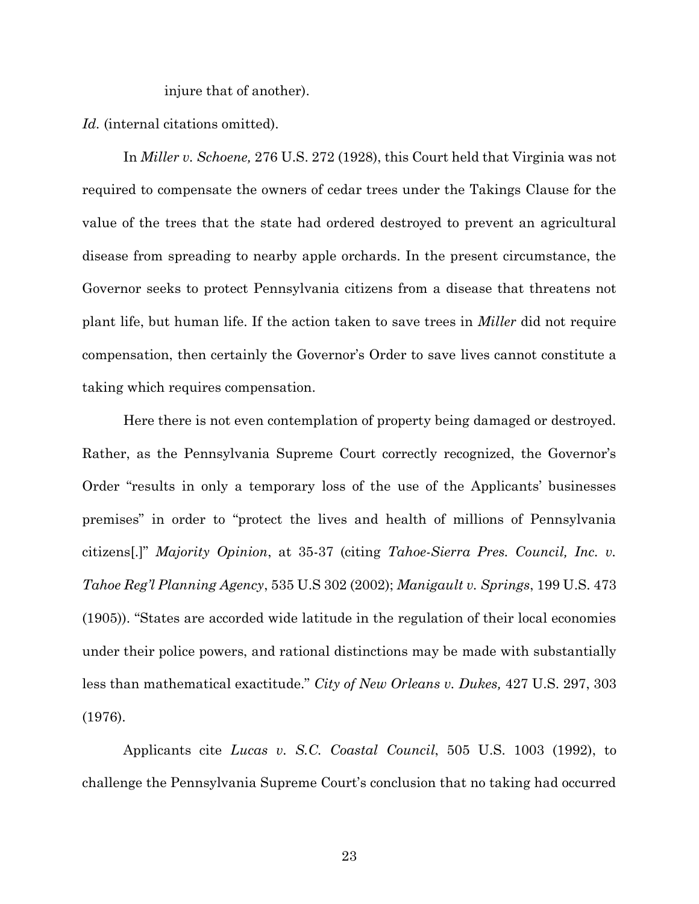injure that of another).

*Id.* (internal citations omitted).

In *Miller v. Schoene,* 276 U.S. 272 (1928), this Court held that Virginia was not required to compensate the owners of cedar trees under the Takings Clause for the value of the trees that the state had ordered destroyed to prevent an agricultural disease from spreading to nearby apple orchards. In the present circumstance, the Governor seeks to protect Pennsylvania citizens from a disease that threatens not plant life, but human life. If the action taken to save trees in *Miller* did not require compensation, then certainly the Governor's Order to save lives cannot constitute a taking which requires compensation.

Here there is not even contemplation of property being damaged or destroyed. Rather, as the Pennsylvania Supreme Court correctly recognized, the Governor's Order "results in only a temporary loss of the use of the Applicants' businesses premises" in order to "protect the lives and health of millions of Pennsylvania citizens[.]" *Majority Opinion*, at 35-37 (citing *Tahoe-Sierra Pres. Council, Inc. v. Tahoe Reg'l Planning Agency*, 535 U.S 302 (2002); *Manigault v. Springs*, 199 U.S. 473 (1905)). "States are accorded wide latitude in the regulation of their local economies under their police powers, and rational distinctions may be made with substantially less than mathematical exactitude." *City of New Orleans v. Dukes,* 427 U.S. 297, 303 (1976).

Applicants cite *Lucas v. S.C. Coastal Council*, 505 U.S. 1003 (1992), to challenge the Pennsylvania Supreme Court's conclusion that no taking had occurred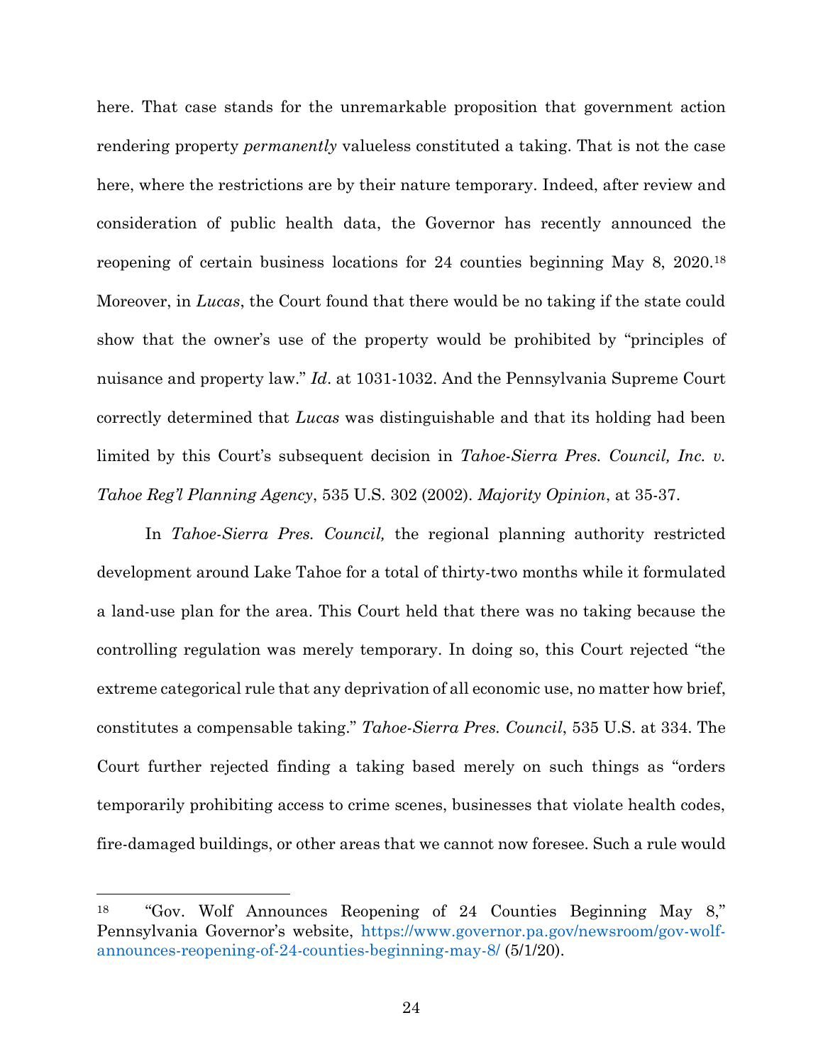here. That case stands for the unremarkable proposition that government action rendering property *permanently* valueless constituted a taking. That is not the case here, where the restrictions are by their nature temporary. Indeed, after review and consideration of public health data, the Governor has recently announced the reopening of certain business locations for 24 counties beginning May 8, 2020.[18] Moreover, in *Lucas*, the Court found that there would be no taking if the state could show that the owner's use of the property would be prohibited by "principles of nuisance and property law." *Id*. at 1031-1032. And the Pennsylvania Supreme Court correctly determined that *Lucas* was distinguishable and that its holding had been limited by this Court's subsequent decision in *Tahoe-Sierra Pres. Council, Inc. v. Tahoe Reg'l Planning Agency*, 535 U.S. 302 (2002). *Majority Opinion*, at 35-37.

In *Tahoe-Sierra Pres. Council,* the regional planning authority restricted development around Lake Tahoe for a total of thirty-two months while it formulated a land-use plan for the area. This Court held that there was no taking because the controlling regulation was merely temporary. In doing so, this Court rejected "the extreme categorical rule that any deprivation of all economic use, no matter how brief, constitutes a compensable taking." *Tahoe-Sierra Pres. Council*, 535 U.S. at 334. The Court further rejected finding a taking based merely on such things as "orders temporarily prohibiting access to crime scenes, businesses that violate health codes, fire-damaged buildings, or other areas that we cannot now foresee. Such a rule would

---

[18] "Gov. Wolf Announces Reopening of 24 Counties Beginning May 8," Pennsylvania Governor's website, https://www.governor.pa.gov/newsroom/gov-wolf-announces-reopening-of-24-counties-beginning-may-8/ (5/1/20).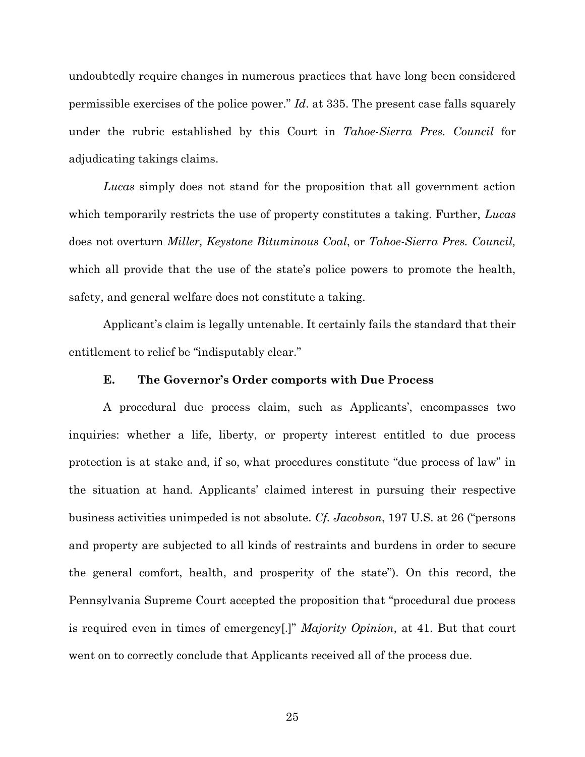undoubtedly require changes in numerous practices that have long been considered permissible exercises of the police power." *Id*. at 335. The present case falls squarely under the rubric established by this Court in *Tahoe-Sierra Pres. Council* for adjudicating takings claims.

*Lucas* simply does not stand for the proposition that all government action which temporarily restricts the use of property constitutes a taking. Further, *Lucas* does not overturn *Miller, Keystone Bituminous Coal*, or *Tahoe-Sierra Pres. Council,* which all provide that the use of the state's police powers to promote the health, safety, and general welfare does not constitute a taking.

Applicant's claim is legally untenable. It certainly fails the standard that their entitlement to relief be "indisputably clear."

### E. The Governor's Order comports with Due Process

A procedural due process claim, such as Applicants', encompasses two inquiries: whether a life, liberty, or property interest entitled to due process protection is at stake and, if so, what procedures constitute "due process of law" in the situation at hand. Applicants' claimed interest in pursuing their respective business activities unimpeded is not absolute. *Cf. Jacobson*, 197 U.S. at 26 ("persons and property are subjected to all kinds of restraints and burdens in order to secure the general comfort, health, and prosperity of the state"). On this record, the Pennsylvania Supreme Court accepted the proposition that "procedural due process is required even in times of emergency[.]" *Majority Opinion*, at 41. But that court went on to correctly conclude that Applicants received all of the process due.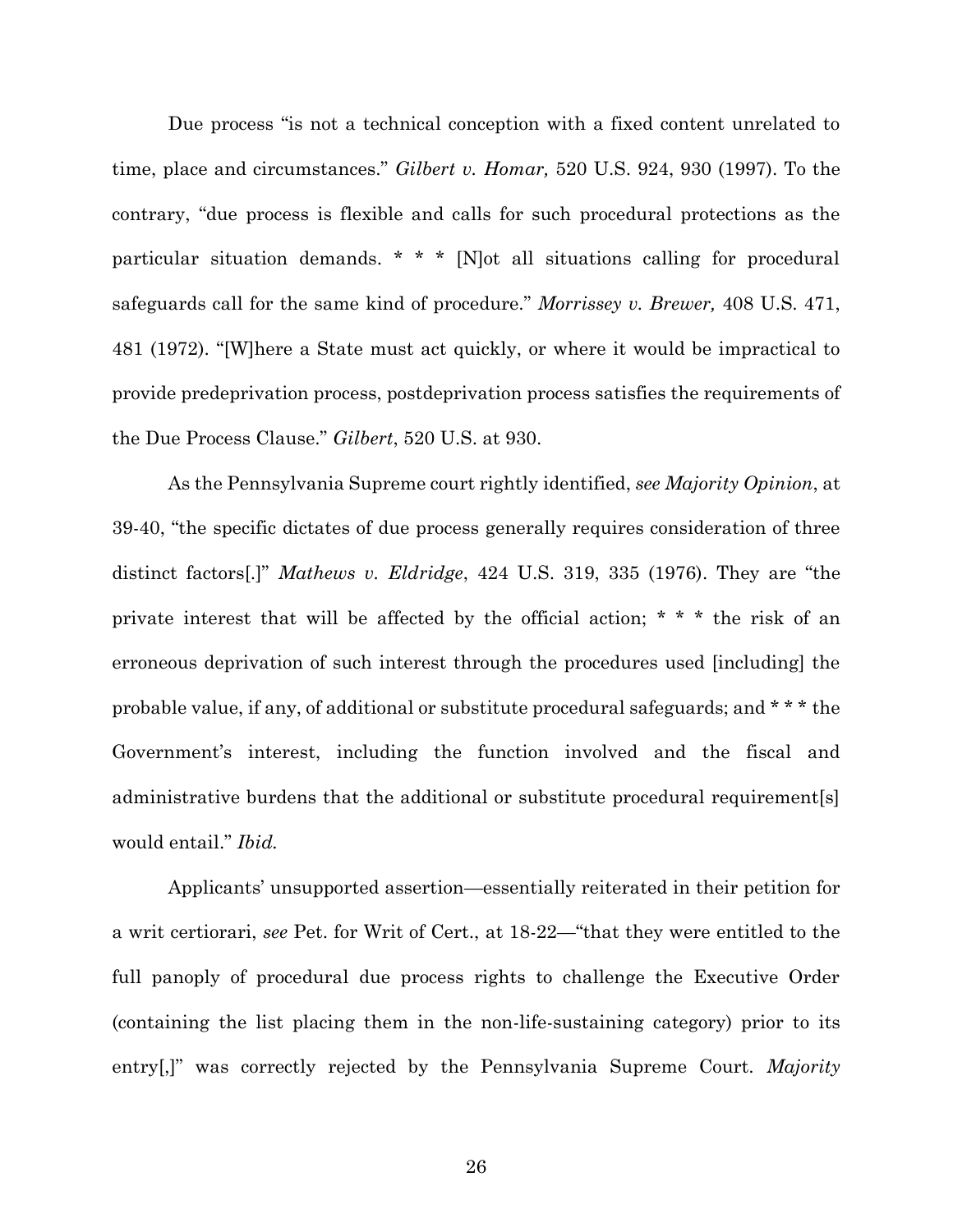Due process "is not a technical conception with a fixed content unrelated to time, place and circumstances." *Gilbert v. Homar,* 520 U.S. 924, 930 (1997). To the contrary, "due process is flexible and calls for such procedural protections as the particular situation demands. * * * [N]ot all situations calling for procedural safeguards call for the same kind of procedure." *Morrissey v. Brewer,* 408 U.S. 471, 481 (1972). "[W]here a State must act quickly, or where it would be impractical to provide predeprivation process, postdeprivation process satisfies the requirements of the Due Process Clause." *Gilbert*, 520 U.S. at 930.

As the Pennsylvania Supreme court rightly identified, *see Majority Opinion*, at 39-40, "the specific dictates of due process generally requires consideration of three distinct factors[.]" *Mathews v. Eldridge*, 424 U.S. 319, 335 (1976). They are "the private interest that will be affected by the official action; * * * the risk of an erroneous deprivation of such interest through the procedures used [including] the probable value, if any, of additional or substitute procedural safeguards; and * * * the Government's interest, including the function involved and the fiscal and administrative burdens that the additional or substitute procedural requirement[s] would entail." *Ibid.*

Applicants' unsupported assertion—essentially reiterated in their petition for a writ certiorari, *see* Pet. for Writ of Cert., at 18-22—"that they were entitled to the full panoply of procedural due process rights to challenge the Executive Order (containing the list placing them in the non-life-sustaining category) prior to its entry[,]" was correctly rejected by the Pennsylvania Supreme Court. *Majority*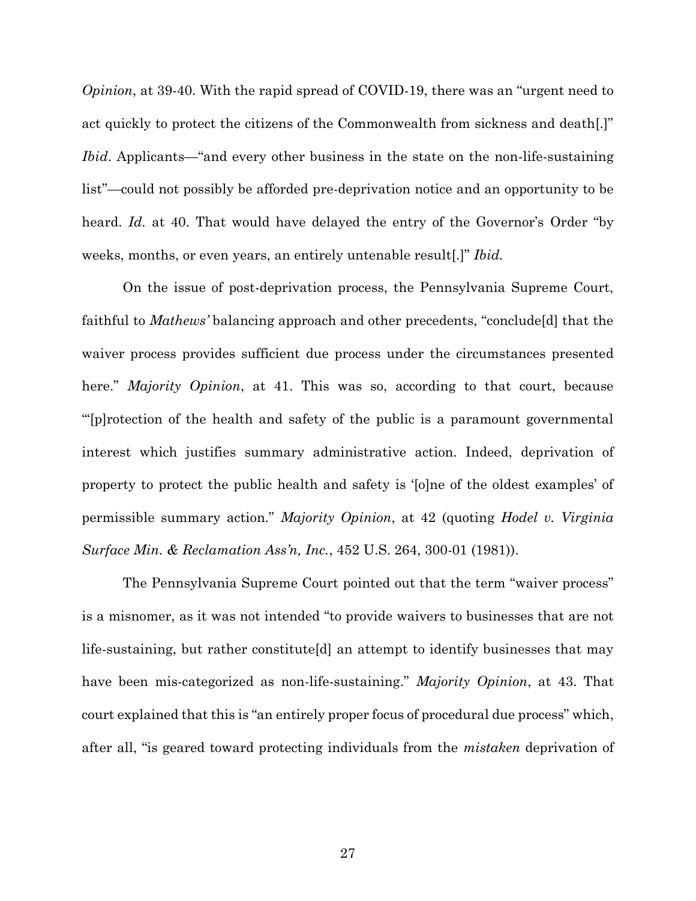*Opinion*, at 39-40. With the rapid spread of COVID-19, there was an "urgent need to act quickly to protect the citizens of the Commonwealth from sickness and death[.]" *Ibid*. Applicants—"and every other business in the state on the non-life-sustaining list"—could not possibly be afforded pre-deprivation notice and an opportunity to be heard. *Id.* at 40. That would have delayed the entry of the Governor's Order "by weeks, months, or even years, an entirely untenable result[.]" *Ibid.*

On the issue of post-deprivation process, the Pennsylvania Supreme Court, faithful to *Mathews'* balancing approach and other precedents, "conclude[d] that the waiver process provides sufficient due process under the circumstances presented here." *Majority Opinion*, at 41. This was so, according to that court, because "'[p]rotection of the health and safety of the public is a paramount governmental interest which justifies summary administrative action. Indeed, deprivation of property to protect the public health and safety is '[o]ne of the oldest examples' of permissible summary action." *Majority Opinion*, at 42 (quoting *Hodel v. Virginia Surface Min. & Reclamation Ass'n, Inc.*, 452 U.S. 264, 300-01 (1981)).

The Pennsylvania Supreme Court pointed out that the term "waiver process" is a misnomer, as it was not intended "to provide waivers to businesses that are not life-sustaining, but rather constitute[d] an attempt to identify businesses that may have been mis-categorized as non-life-sustaining." *Majority Opinion*, at 43. That court explained that this is "an entirely proper focus of procedural due process" which, after all, "is geared toward protecting individuals from the *mistaken* deprivation of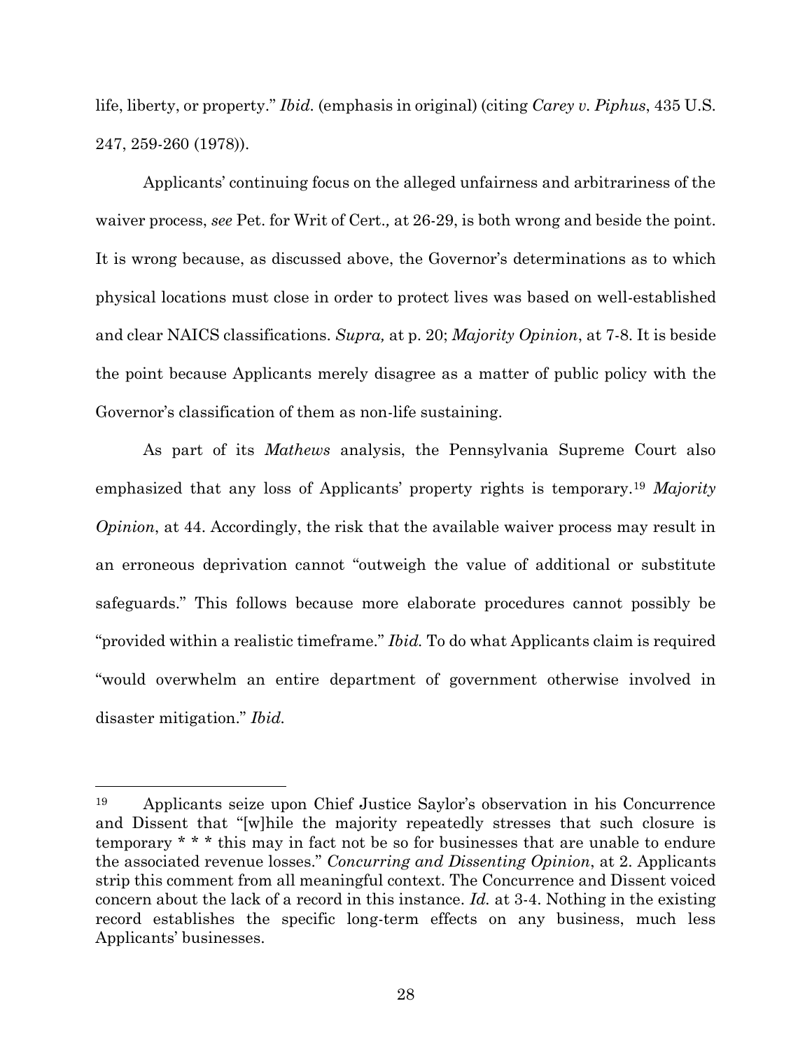life, liberty, or property." *Ibid.* (emphasis in original) (citing *Carey v. Piphus*, 435 U.S. 247, 259-260 (1978)).

Applicants' continuing focus on the alleged unfairness and arbitrariness of the waiver process, *see* Pet. for Writ of Cert., at 26-29, is both wrong and beside the point. It is wrong because, as discussed above, the Governor's determinations as to which physical locations must close in order to protect lives was based on well-established and clear NAICS classifications. *Supra,* at p. 20; *Majority Opinion*, at 7-8. It is beside the point because Applicants merely disagree as a matter of public policy with the Governor's classification of them as non-life sustaining.

As part of its *Mathews* analysis, the Pennsylvania Supreme Court also emphasized that any loss of Applicants' property rights is temporary.[19] *Majority Opinion*, at 44. Accordingly, the risk that the available waiver process may result in an erroneous deprivation cannot "outweigh the value of additional or substitute safeguards." This follows because more elaborate procedures cannot possibly be "provided within a realistic timeframe." *Ibid.* To do what Applicants claim is required "would overwhelm an entire department of government otherwise involved in disaster mitigation." *Ibid.*

---

[19] Applicants seize upon Chief Justice Saylor's observation in his Concurrence and Dissent that "[w]hile the majority repeatedly stresses that such closure is temporary * * * this may in fact not be so for businesses that are unable to endure the associated revenue losses." *Concurring and Dissenting Opinion*, at 2. Applicants strip this comment from all meaningful context. The Concurrence and Dissent voiced concern about the lack of a record in this instance. *Id.* at 3-4. Nothing in the existing record establishes the specific long-term effects on any business, much less Applicants' businesses.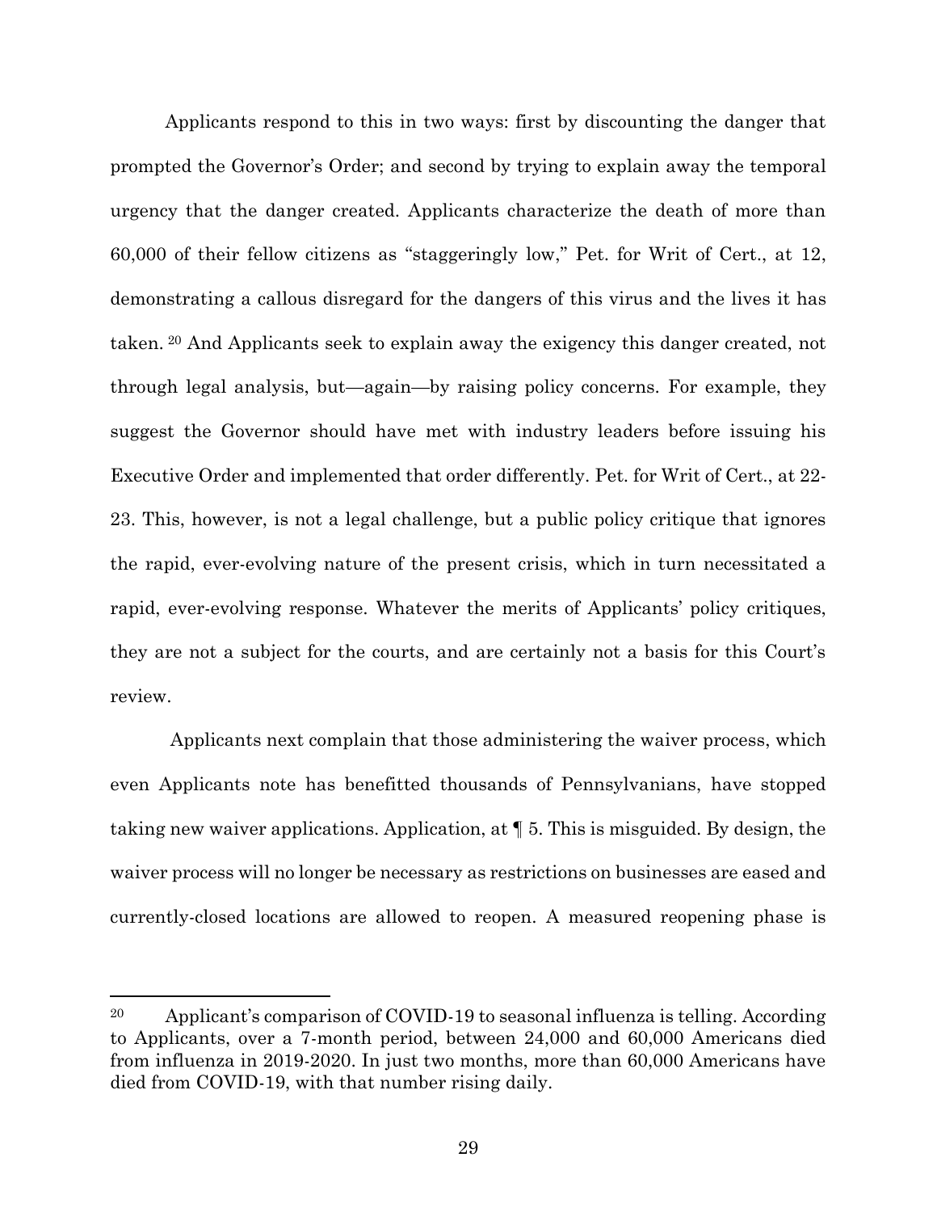Applicants respond to this in two ways: first by discounting the danger that prompted the Governor's Order; and second by trying to explain away the temporal urgency that the danger created. Applicants characterize the death of more than 60,000 of their fellow citizens as "staggeringly low," Pet. for Writ of Cert., at 12, demonstrating a callous disregard for the dangers of this virus and the lives it has taken.[20] And Applicants seek to explain away the exigency this danger created, not through legal analysis, but—again—by raising policy concerns. For example, they suggest the Governor should have met with industry leaders before issuing his Executive Order and implemented that order differently. Pet. for Writ of Cert., at 22-23. This, however, is not a legal challenge, but a public policy critique that ignores the rapid, ever-evolving nature of the present crisis, which in turn necessitated a rapid, ever-evolving response. Whatever the merits of Applicants' policy critiques, they are not a subject for the courts, and are certainly not a basis for this Court's review.

Applicants next complain that those administering the waiver process, which even Applicants note has benefitted thousands of Pennsylvanians, have stopped taking new waiver applications. Application, at ¶ 5. This is misguided. By design, the waiver process will no longer be necessary as restrictions on businesses are eased and currently-closed locations are allowed to reopen. A measured reopening phase is

---

[20] Applicant's comparison of COVID-19 to seasonal influenza is telling. According to Applicants, over a 7-month period, between 24,000 and 60,000 Americans died from influenza in 2019-2020. In just two months, more than 60,000 Americans have died from COVID-19, with that number rising daily.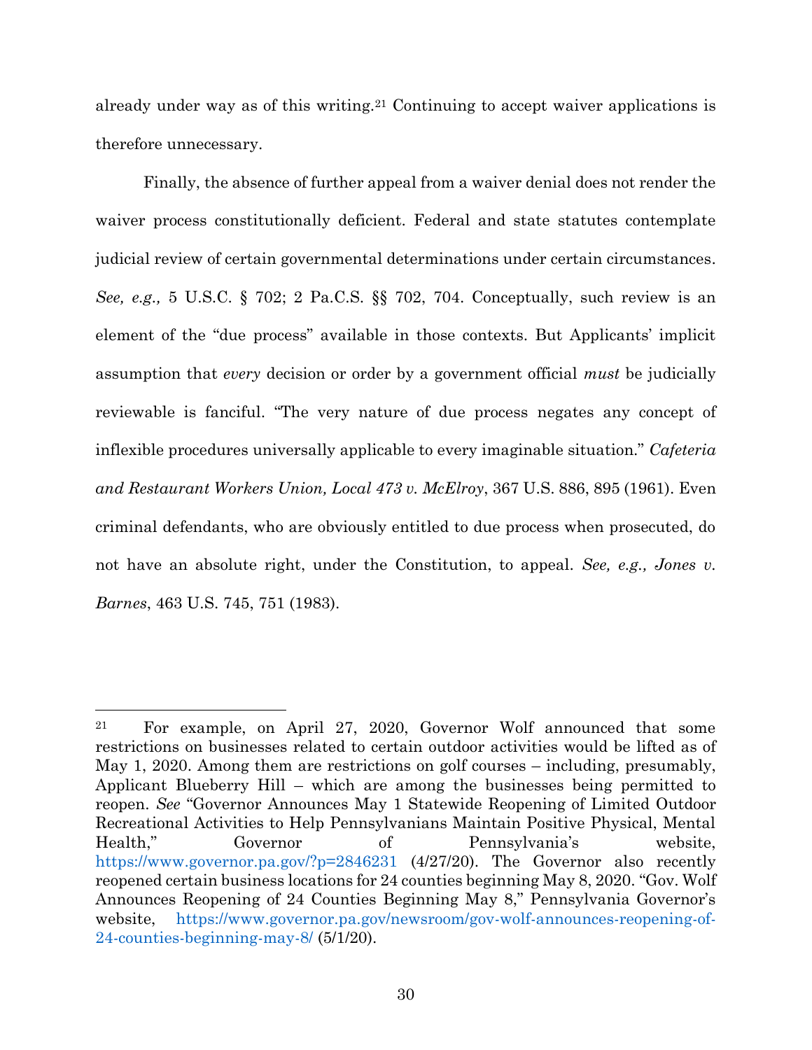already under way as of this writing.[21] Continuing to accept waiver applications is therefore unnecessary.

Finally, the absence of further appeal from a waiver denial does not render the waiver process constitutionally deficient. Federal and state statutes contemplate judicial review of certain governmental determinations under certain circumstances. *See, e.g.,* 5 U.S.C. § 702; 2 Pa.C.S. §§ 702, 704. Conceptually, such review is an element of the "due process" available in those contexts. But Applicants' implicit assumption that *every* decision or order by a government official *must* be judicially reviewable is fanciful. "The very nature of due process negates any concept of inflexible procedures universally applicable to every imaginable situation." *Cafeteria and Restaurant Workers Union, Local 473 v. McElroy*, 367 U.S. 886, 895 (1961). Even criminal defendants, who are obviously entitled to due process when prosecuted, do not have an absolute right, under the Constitution, to appeal. *See, e.g., Jones v. Barnes*, 463 U.S. 745, 751 (1983).

---

[21] For example, on April 27, 2020, Governor Wolf announced that some restrictions on businesses related to certain outdoor activities would be lifted as of May 1, 2020. Among them are restrictions on golf courses – including, presumably, Applicant Blueberry Hill – which are among the businesses being permitted to reopen. *See* "Governor Announces May 1 Statewide Reopening of Limited Outdoor Recreational Activities to Help Pennsylvanians Maintain Positive Physical, Mental Health," Governor of Pennsylvania's website, https://www.governor.pa.gov/?p=2846231 (4/27/20). The Governor also recently reopened certain business locations for 24 counties beginning May 8, 2020. "Gov. Wolf Announces Reopening of 24 Counties Beginning May 8," Pennsylvania Governor's website, https://www.governor.pa.gov/newsroom/gov-wolf-announces-reopening-of-24-counties-beginning-may-8/ (5/1/20).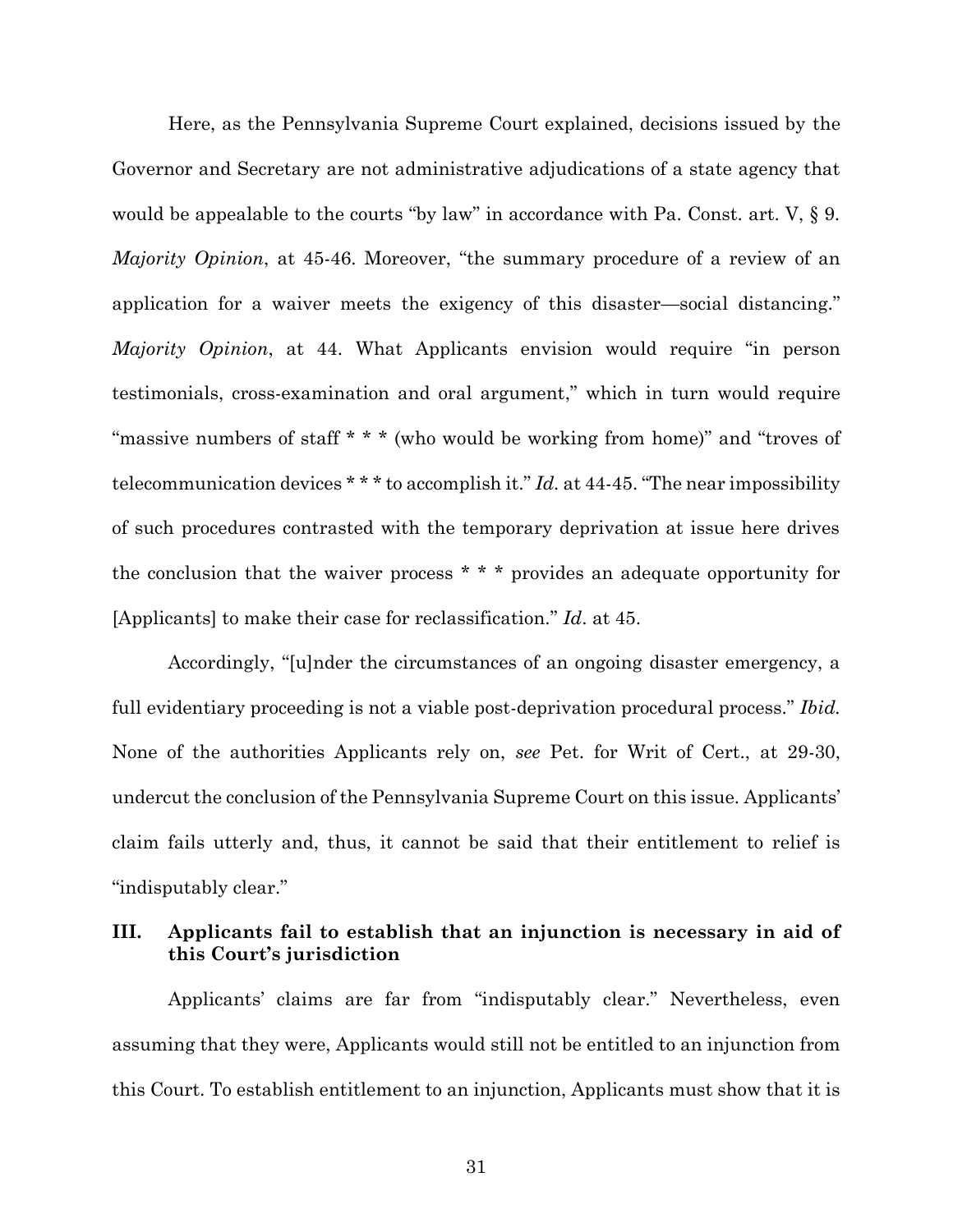Here, as the Pennsylvania Supreme Court explained, decisions issued by the Governor and Secretary are not administrative adjudications of a state agency that would be appealable to the courts "by law" in accordance with Pa. Const. art. V, § 9. *Majority Opinion*, at 45-46. Moreover, "the summary procedure of a review of an application for a waiver meets the exigency of this disaster—social distancing." *Majority Opinion*, at 44. What Applicants envision would require "in person testimonials, cross-examination and oral argument," which in turn would require "massive numbers of staff * * * (who would be working from home)" and "troves of telecommunication devices * * * to accomplish it." *Id.* at 44-45. "The near impossibility of such procedures contrasted with the temporary deprivation at issue here drives the conclusion that the waiver process * * * provides an adequate opportunity for [Applicants] to make their case for reclassification." *Id*. at 45.

Accordingly, "[u]nder the circumstances of an ongoing disaster emergency, a full evidentiary proceeding is not a viable post-deprivation procedural process." *Ibid.* None of the authorities Applicants rely on, *see* Pet. for Writ of Cert., at 29-30, undercut the conclusion of the Pennsylvania Supreme Court on this issue. Applicants' claim fails utterly and, thus, it cannot be said that their entitlement to relief is "indisputably clear."

## III. Applicants fail to establish that an injunction is necessary in aid of this Court's jurisdiction

Applicants' claims are far from "indisputably clear." Nevertheless, even assuming that they were, Applicants would still not be entitled to an injunction from this Court. To establish entitlement to an injunction, Applicants must show that it is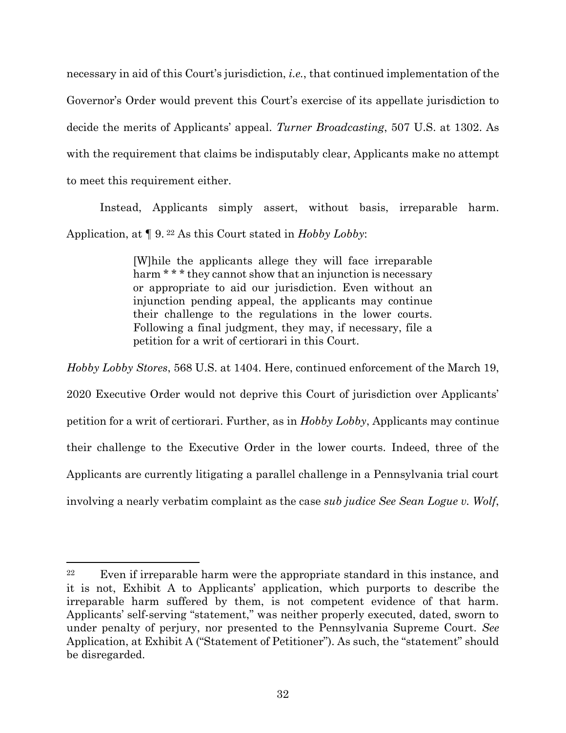necessary in aid of this Court's jurisdiction, *i.e.*, that continued implementation of the Governor's Order would prevent this Court's exercise of its appellate jurisdiction to decide the merits of Applicants' appeal. *Turner Broadcasting*, 507 U.S. at 1302. As with the requirement that claims be indisputably clear, Applicants make no attempt to meet this requirement either.

Instead, Applicants simply assert, without basis, irreparable harm. Application, at ¶ 9.[22] As this Court stated in *Hobby Lobby*:

> [W]hile the applicants allege they will face irreparable harm * * * they cannot show that an injunction is necessary or appropriate to aid our jurisdiction. Even without an injunction pending appeal, the applicants may continue their challenge to the regulations in the lower courts. Following a final judgment, they may, if necessary, file a petition for a writ of certiorari in this Court.

*Hobby Lobby Stores*, 568 U.S. at 1404. Here, continued enforcement of the March 19, 2020 Executive Order would not deprive this Court of jurisdiction over Applicants' petition for a writ of certiorari. Further, as in *Hobby Lobby*, Applicants may continue their challenge to the Executive Order in the lower courts. Indeed, three of the Applicants are currently litigating a parallel challenge in a Pennsylvania trial court involving a nearly verbatim complaint as the case *sub judice See Sean Logue v. Wolf*,

---

[22] Even if irreparable harm were the appropriate standard in this instance, and it is not, Exhibit A to Applicants' application, which purports to describe the irreparable harm suffered by them, is not competent evidence of that harm. Applicants' self-serving "statement," was neither properly executed, dated, sworn to under penalty of perjury, nor presented to the Pennsylvania Supreme Court. *See* Application, at Exhibit A ("Statement of Petitioner"). As such, the "statement" should be disregarded.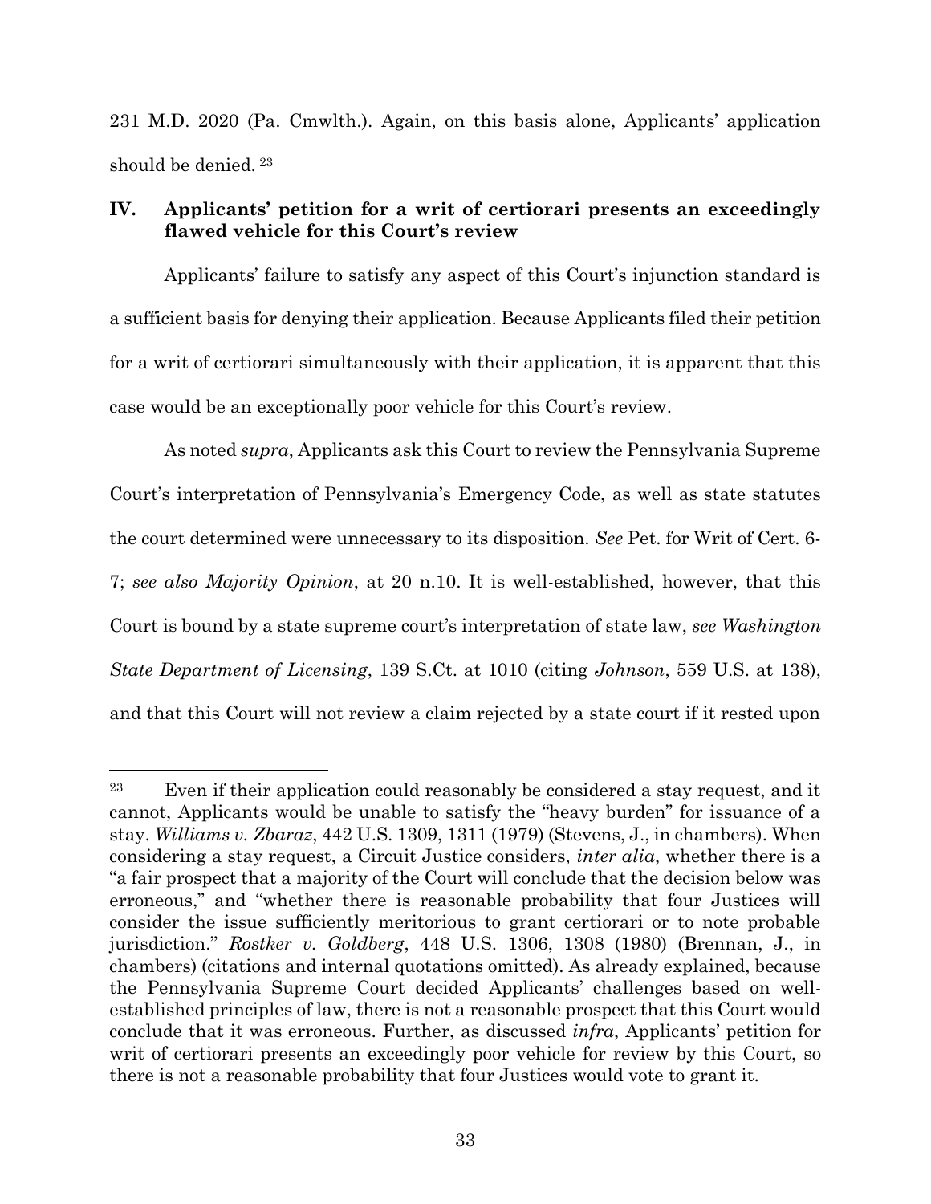231 M.D. 2020 (Pa. Cmwlth.). Again, on this basis alone, Applicants' application should be denied.[23]

## IV. Applicants' petition for a writ of certiorari presents an exceedingly flawed vehicle for this Court's review

Applicants' failure to satisfy any aspect of this Court's injunction standard is a sufficient basis for denying their application. Because Applicants filed their petition for a writ of certiorari simultaneously with their application, it is apparent that this case would be an exceptionally poor vehicle for this Court's review.

As noted *supra*, Applicants ask this Court to review the Pennsylvania Supreme Court's interpretation of Pennsylvania's Emergency Code, as well as state statutes the court determined were unnecessary to its disposition. *See* Pet. for Writ of Cert. 6-7; *see also Majority Opinion*, at 20 n.10. It is well-established, however, that this Court is bound by a state supreme court's interpretation of state law, *see Washington State Department of Licensing*, 139 S.Ct. at 1010 (citing *Johnson*, 559 U.S. at 138), and that this Court will not review a claim rejected by a state court if it rested upon

---

[23] Even if their application could reasonably be considered a stay request, and it cannot, Applicants would be unable to satisfy the "heavy burden" for issuance of a stay. *Williams v. Zbaraz*, 442 U.S. 1309, 1311 (1979) (Stevens, J., in chambers). When considering a stay request, a Circuit Justice considers, *inter alia*, whether there is a "a fair prospect that a majority of the Court will conclude that the decision below was erroneous," and "whether there is reasonable probability that four Justices will consider the issue sufficiently meritorious to grant certiorari or to note probable jurisdiction." *Rostker v. Goldberg*, 448 U.S. 1306, 1308 (1980) (Brennan, J., in chambers) (citations and internal quotations omitted). As already explained, because the Pennsylvania Supreme Court decided Applicants' challenges based on well-established principles of law, there is not a reasonable prospect that this Court would conclude that it was erroneous. Further, as discussed *infra*, Applicants' petition for writ of certiorari presents an exceedingly poor vehicle for review by this Court, so there is not a reasonable probability that four Justices would vote to grant it.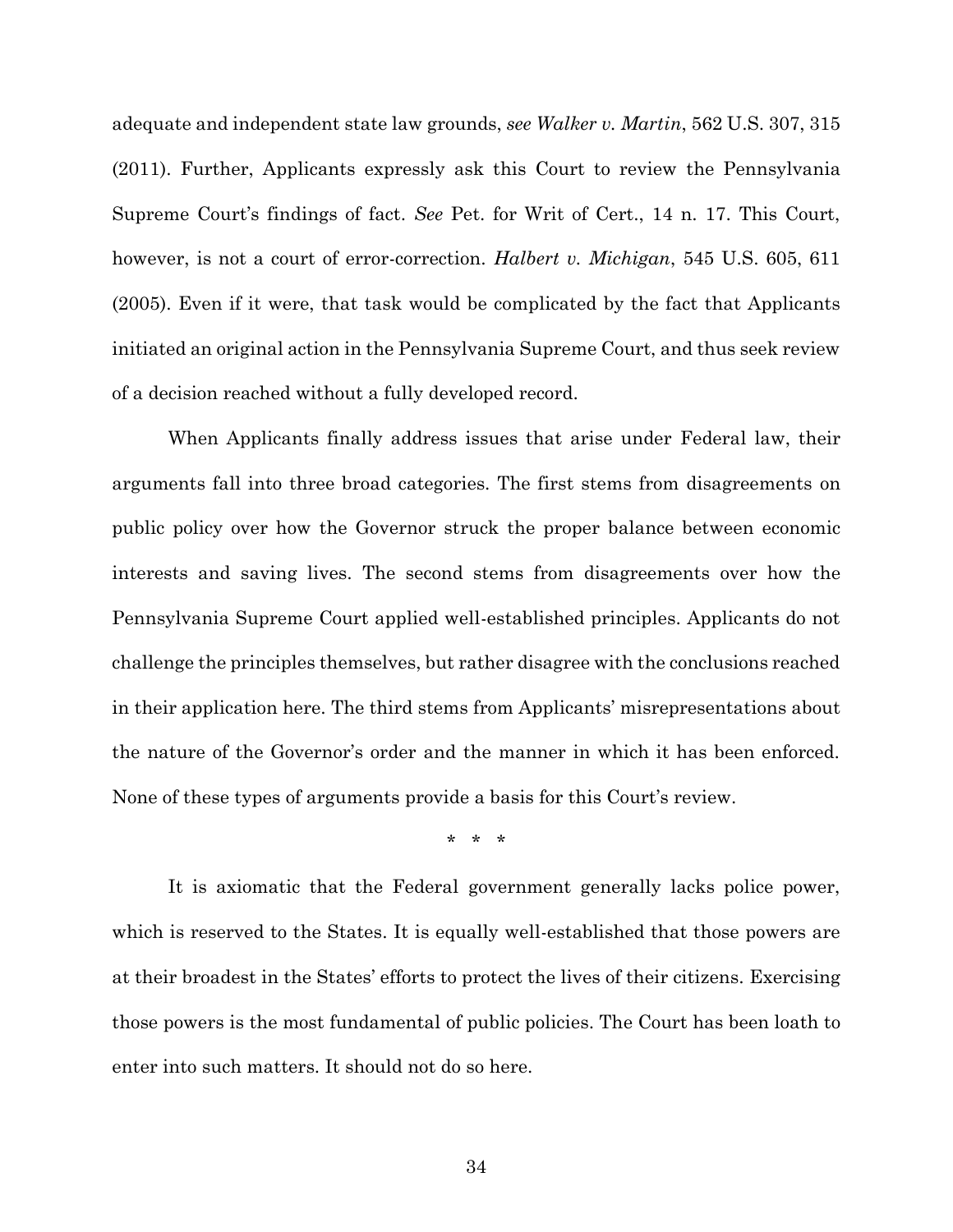adequate and independent state law grounds, *see Walker v. Martin*, 562 U.S. 307, 315 (2011). Further, Applicants expressly ask this Court to review the Pennsylvania Supreme Court's findings of fact. *See* Pet. for Writ of Cert., 14 n. 17. This Court, however, is not a court of error-correction. *Halbert v. Michigan*, 545 U.S. 605, 611 (2005). Even if it were, that task would be complicated by the fact that Applicants initiated an original action in the Pennsylvania Supreme Court, and thus seek review of a decision reached without a fully developed record.

When Applicants finally address issues that arise under Federal law, their arguments fall into three broad categories. The first stems from disagreements on public policy over how the Governor struck the proper balance between economic interests and saving lives. The second stems from disagreements over how the Pennsylvania Supreme Court applied well-established principles. Applicants do not challenge the principles themselves, but rather disagree with the conclusions reached in their application here. The third stems from Applicants' misrepresentations about the nature of the Governor's order and the manner in which it has been enforced. None of these types of arguments provide a basis for this Court's review.

\* \* \*

It is axiomatic that the Federal government generally lacks police power, which is reserved to the States. It is equally well-established that those powers are at their broadest in the States' efforts to protect the lives of their citizens. Exercising those powers is the most fundamental of public policies. The Court has been loath to enter into such matters. It should not do so here.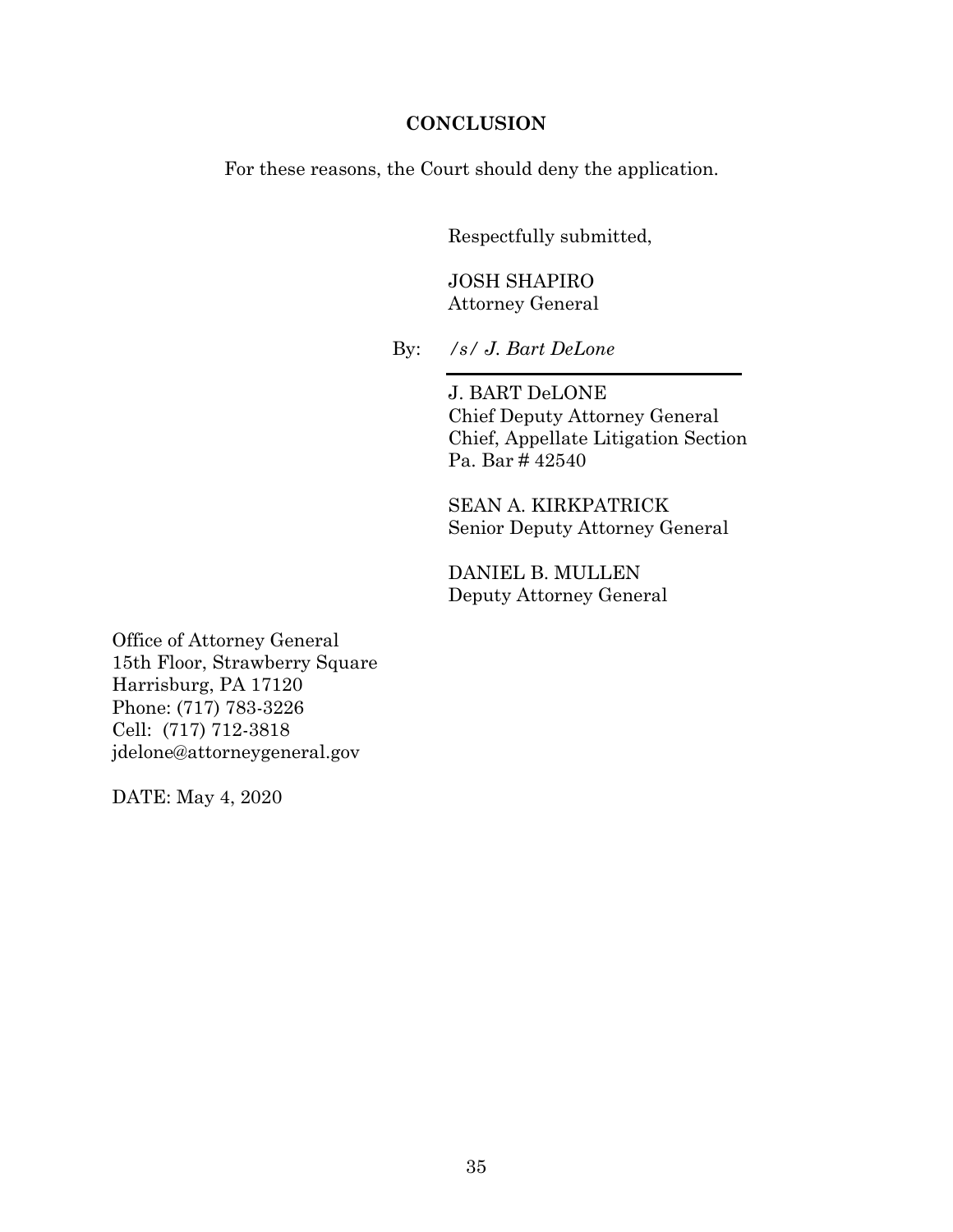## CONCLUSION

For these reasons, the Court should deny the application.

Respectfully submitted,

JOSH SHAPIRO
Attorney General

By: */s/ J. Bart DeLone*

J. BART DeLONE
Chief Deputy Attorney General
Chief, Appellate Litigation Section
Pa. Bar # 42540

SEAN A. KIRKPATRICK
Senior Deputy Attorney General

DANIEL B. MULLEN
Deputy Attorney General

Office of Attorney General
15th Floor, Strawberry Square
Harrisburg, PA 17120
Phone: (717) 783-3226
Cell: (717) 712-3818
jdelone@attorneygeneral.gov

DATE: May 4, 2020